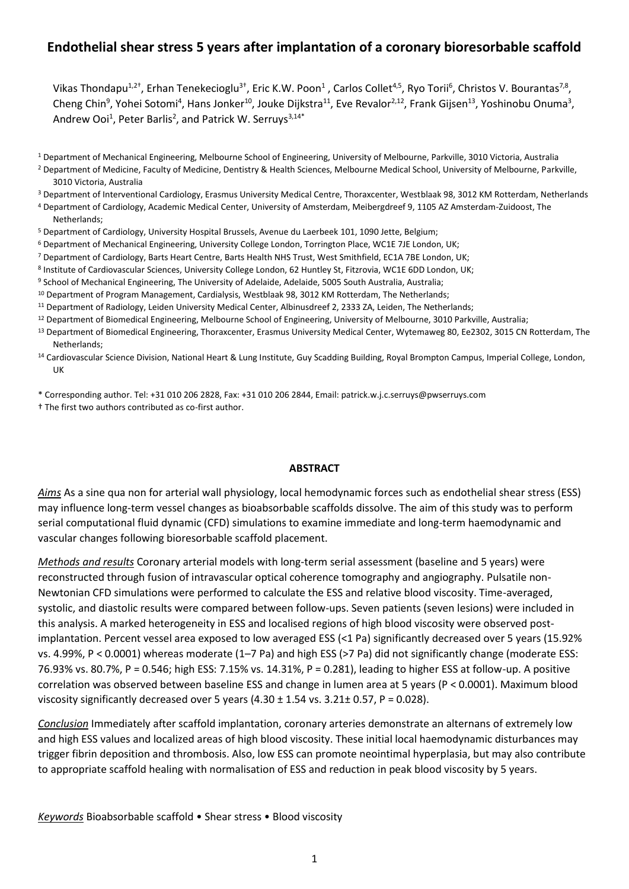# Endothelial shear stress 5 years after implantation of a coronary bioresorbable scaffold

Vikas Thondapu[1,2†], Erhan Tenekecioglu[3†], Eric K.W. Poon[1], Carlos Collet[4,5], Ryo Torii[6], Christos V. Bourantas[7,8], Cheng Chin[9], Yohei Sotomi[4], Hans Jonker[10], Jouke Dijkstra[11], Eve Revalor[2,12], Frank Gijsen[13], Yoshinobu Onuma[3], Andrew Ooi[1], Peter Barlis[2], and Patrick W. Serruys[3,14*]

[1] Department of Mechanical Engineering, Melbourne School of Engineering, University of Melbourne, Parkville, 3010 Victoria, Australia

[2] Department of Medicine, Faculty of Medicine, Dentistry & Health Sciences, Melbourne Medical School, University of Melbourne, Parkville, 3010 Victoria, Australia

[3] Department of Interventional Cardiology, Erasmus University Medical Centre, Thoraxcenter, Westblaak 98, 3012 KM Rotterdam, Netherlands

[4] Department of Cardiology, Academic Medical Center, University of Amsterdam, Meibergdreef 9, 1105 AZ Amsterdam-Zuidoost, The Netherlands;

[5] Department of Cardiology, University Hospital Brussels, Avenue du Laerbeek 101, 1090 Jette, Belgium;

[6] Department of Mechanical Engineering, University College London, Torrington Place, WC1E 7JE London, UK;

[7] Department of Cardiology, Barts Heart Centre, Barts Health NHS Trust, West Smithfield, EC1A 7BE London, UK;

[8] Institute of Cardiovascular Sciences, University College London, 62 Huntley St, Fitzrovia, WC1E 6DD London, UK;

[9] School of Mechanical Engineering, The University of Adelaide, Adelaide, 5005 South Australia, Australia;

[10] Department of Program Management, Cardialysis, Westblaak 98, 3012 KM Rotterdam, The Netherlands;

[11] Department of Radiology, Leiden University Medical Center, Albinusdreef 2, 2333 ZA, Leiden, The Netherlands;

[12] Department of Biomedical Engineering, Melbourne School of Engineering, University of Melbourne, 3010 Parkville, Australia;

[13] Department of Biomedical Engineering, Thoraxcenter, Erasmus University Medical Center, Wytemaweg 80, Ee2302, 3015 CN Rotterdam, The Netherlands;

[14] Cardiovascular Science Division, National Heart & Lung Institute, Guy Scadding Building, Royal Brompton Campus, Imperial College, London, UK

\* Corresponding author. Tel: +31 010 206 2828, Fax: +31 010 206 2844, Email: patrick.w.j.c.serruys@pwserruys.com

† The first two authors contributed as co-first author.

## ABSTRACT

*Aims* As a sine qua non for arterial wall physiology, local hemodynamic forces such as endothelial shear stress (ESS) may influence long-term vessel changes as bioabsorbable scaffolds dissolve. The aim of this study was to perform serial computational fluid dynamic (CFD) simulations to examine immediate and long-term haemodynamic and vascular changes following bioresorbable scaffold placement.

*Methods and results* Coronary arterial models with long-term serial assessment (baseline and 5 years) were reconstructed through fusion of intravascular optical coherence tomography and angiography. Pulsatile non-Newtonian CFD simulations were performed to calculate the ESS and relative blood viscosity. Time-averaged, systolic, and diastolic results were compared between follow-ups. Seven patients (seven lesions) were included in this analysis. A marked heterogeneity in ESS and localised regions of high blood viscosity were observed post-implantation. Percent vessel area exposed to low averaged ESS (<1 Pa) significantly decreased over 5 years (15.92% vs. 4.99%, $P < 0.0001$) whereas moderate (1–7 Pa) and high ESS (>7 Pa) did not significantly change (moderate ESS: 76.93% vs. 80.7%, $P = 0.546$; high ESS: 7.15% vs. 14.31%, $P = 0.281$), leading to higher ESS at follow-up. A positive correlation was observed between baseline ESS and change in lumen area at 5 years ($P < 0.0001$). Maximum blood viscosity significantly decreased over 5 years ($4.30 \pm 1.54$ vs. $3.21 \pm 0.57$, $P = 0.028$).

*Conclusion* Immediately after scaffold implantation, coronary arteries demonstrate an alternans of extremely low and high ESS values and localized areas of high blood viscosity. These initial local haemodynamic disturbances may trigger fibrin deposition and thrombosis. Also, low ESS can promote neointimal hyperplasia, but may also contribute to appropriate scaffold healing with normalisation of ESS and reduction in peak blood viscosity by 5 years.

*Keywords* Bioabsorbable scaffold • Shear stress • Blood viscosity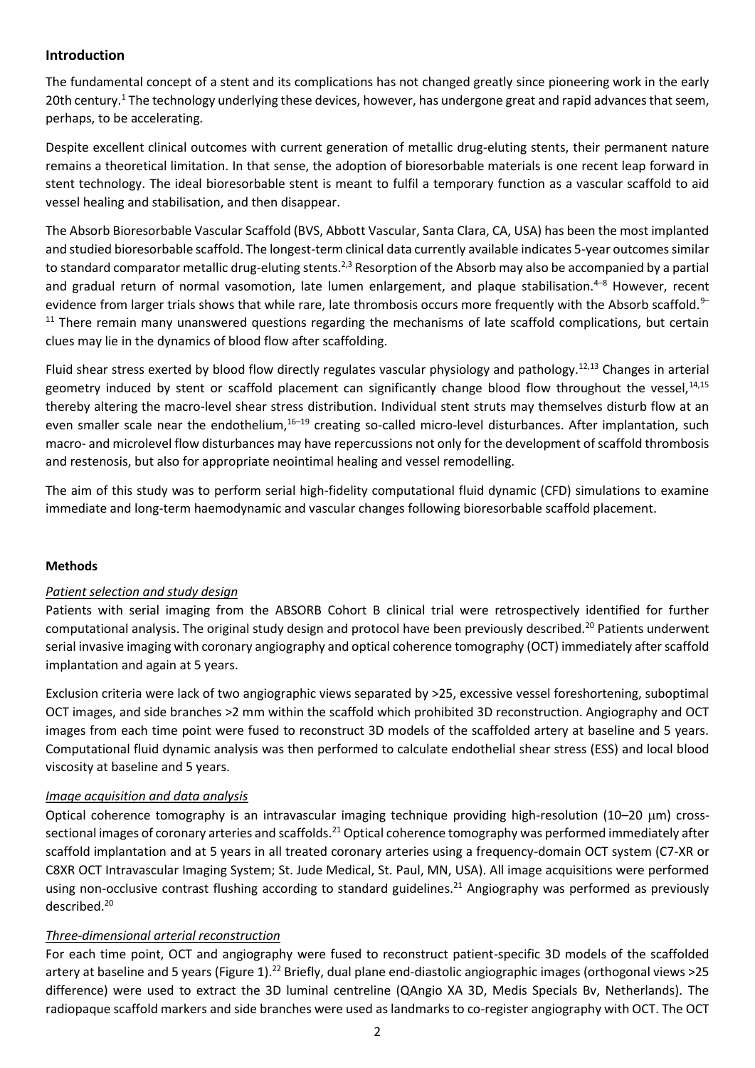## Introduction

The fundamental concept of a stent and its complications has not changed greatly since pioneering work in the early 20th century.[1] The technology underlying these devices, however, has undergone great and rapid advances that seem, perhaps, to be accelerating.

Despite excellent clinical outcomes with current generation of metallic drug-eluting stents, their permanent nature remains a theoretical limitation. In that sense, the adoption of bioresorbable materials is one recent leap forward in stent technology. The ideal bioresorbable stent is meant to fulfil a temporary function as a vascular scaffold to aid vessel healing and stabilisation, and then disappear.

The Absorb Bioresorbable Vascular Scaffold (BVS, Abbott Vascular, Santa Clara, CA, USA) has been the most implanted and studied bioresorbable scaffold. The longest-term clinical data currently available indicates 5-year outcomes similar to standard comparator metallic drug-eluting stents.[2,3] Resorption of the Absorb may also be accompanied by a partial and gradual return of normal vasomotion, late lumen enlargement, and plaque stabilisation.[4–8] However, recent evidence from larger trials shows that while rare, late thrombosis occurs more frequently with the Absorb scaffold.[9–11] There remain many unanswered questions regarding the mechanisms of late scaffold complications, but certain clues may lie in the dynamics of blood flow after scaffolding.

Fluid shear stress exerted by blood flow directly regulates vascular physiology and pathology.[12,13] Changes in arterial geometry induced by stent or scaffold placement can significantly change blood flow throughout the vessel,[14,15] thereby altering the macro-level shear stress distribution. Individual stent struts may themselves disturb flow at an even smaller scale near the endothelium,[16–19] creating so-called micro-level disturbances. After implantation, such macro- and microlevel flow disturbances may have repercussions not only for the development of scaffold thrombosis and restenosis, but also for appropriate neointimal healing and vessel remodelling.

The aim of this study was to perform serial high-fidelity computational fluid dynamic (CFD) simulations to examine immediate and long-term haemodynamic and vascular changes following bioresorbable scaffold placement.

## Methods

### *Patient selection and study design*

Patients with serial imaging from the ABSORB Cohort B clinical trial were retrospectively identified for further computational analysis. The original study design and protocol have been previously described.[20] Patients underwent serial invasive imaging with coronary angiography and optical coherence tomography (OCT) immediately after scaffold implantation and again at 5 years.

Exclusion criteria were lack of two angiographic views separated by >25, excessive vessel foreshortening, suboptimal OCT images, and side branches >2 mm within the scaffold which prohibited 3D reconstruction. Angiography and OCT images from each time point were fused to reconstruct 3D models of the scaffolded artery at baseline and 5 years. Computational fluid dynamic analysis was then performed to calculate endothelial shear stress (ESS) and local blood viscosity at baseline and 5 years.

### *Image acquisition and data analysis*

Optical coherence tomography is an intravascular imaging technique providing high-resolution (10–20 μm) cross-sectional images of coronary arteries and scaffolds.[21] Optical coherence tomography was performed immediately after scaffold implantation and at 5 years in all treated coronary arteries using a frequency-domain OCT system (C7-XR or C8XR OCT Intravascular Imaging System; St. Jude Medical, St. Paul, MN, USA). All image acquisitions were performed using non-occlusive contrast flushing according to standard guidelines.[21] Angiography was performed as previously described.[20]

### *Three-dimensional arterial reconstruction*

For each time point, OCT and angiography were fused to reconstruct patient-specific 3D models of the scaffolded artery at baseline and 5 years (Figure 1).[22] Briefly, dual plane end-diastolic angiographic images (orthogonal views >25 difference) were used to extract the 3D luminal centreline (QAngio XA 3D, Medis Specials Bv, Netherlands). The radiopaque scaffold markers and side branches were used as landmarks to co-register angiography with OCT. The OCT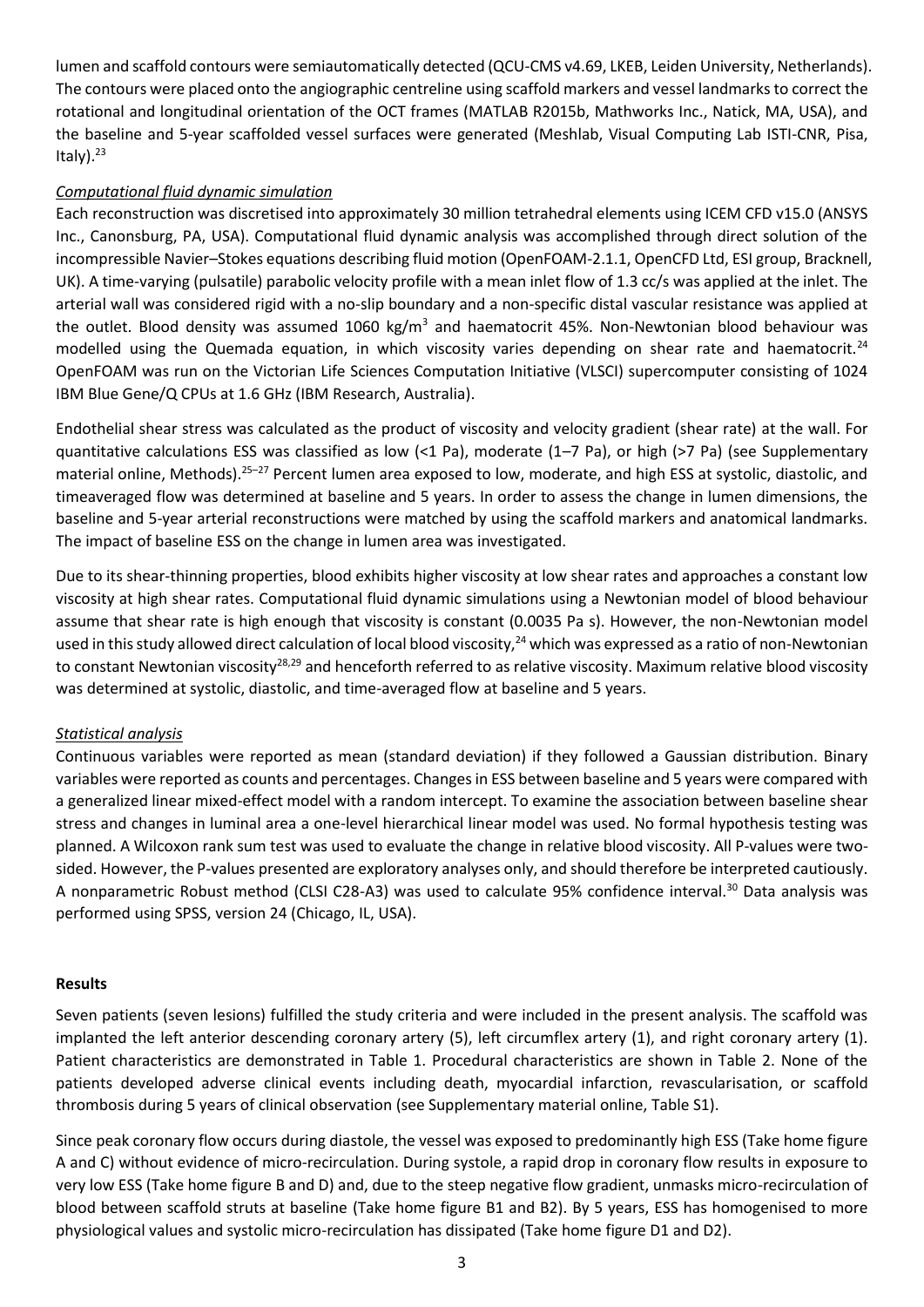lumen and scaffold contours were semiautomatically detected (QCU-CMS v4.69, LKEB, Leiden University, Netherlands). The contours were placed onto the angiographic centreline using scaffold markers and vessel landmarks to correct the rotational and longitudinal orientation of the OCT frames (MATLAB R2015b, Mathworks Inc., Natick, MA, USA), and the baseline and 5-year scaffolded vessel surfaces were generated (Meshlab, Visual Computing Lab ISTI-CNR, Pisa, Italy).[23]

*Computational fluid dynamic simulation*

Each reconstruction was discretised into approximately 30 million tetrahedral elements using ICEM CFD v15.0 (ANSYS Inc., Canonsburg, PA, USA). Computational fluid dynamic analysis was accomplished through direct solution of the incompressible Navier–Stokes equations describing fluid motion (OpenFOAM-2.1.1, OpenCFD Ltd, ESI group, Bracknell, UK). A time-varying (pulsatile) parabolic velocity profile with a mean inlet flow of 1.3 cc/s was applied at the inlet. The arterial wall was considered rigid with a no-slip boundary and a non-specific distal vascular resistance was applied at the outlet. Blood density was assumed 1060 kg/m$^3$ and haematocrit 45%. Non-Newtonian blood behaviour was modelled using the Quemada equation, in which viscosity varies depending on shear rate and haematocrit.[24] OpenFOAM was run on the Victorian Life Sciences Computation Initiative (VLSCI) supercomputer consisting of 1024 IBM Blue Gene/Q CPUs at 1.6 GHz (IBM Research, Australia).

Endothelial shear stress was calculated as the product of viscosity and velocity gradient (shear rate) at the wall. For quantitative calculations ESS was classified as low (<1 Pa), moderate (1–7 Pa), or high (>7 Pa) (see Supplementary material online, Methods).[25–27] Percent lumen area exposed to low, moderate, and high ESS at systolic, diastolic, and timeaveraged flow was determined at baseline and 5 years. In order to assess the change in lumen dimensions, the baseline and 5-year arterial reconstructions were matched by using the scaffold markers and anatomical landmarks. The impact of baseline ESS on the change in lumen area was investigated.

Due to its shear-thinning properties, blood exhibits higher viscosity at low shear rates and approaches a constant low viscosity at high shear rates. Computational fluid dynamic simulations using a Newtonian model of blood behaviour assume that shear rate is high enough that viscosity is constant (0.0035 Pa s). However, the non-Newtonian model used in this study allowed direct calculation of local blood viscosity,[24] which was expressed as a ratio of non-Newtonian to constant Newtonian viscosity[28,29] and henceforth referred to as relative viscosity. Maximum relative blood viscosity was determined at systolic, diastolic, and time-averaged flow at baseline and 5 years.

*Statistical analysis*

Continuous variables were reported as mean (standard deviation) if they followed a Gaussian distribution. Binary variables were reported as counts and percentages. Changes in ESS between baseline and 5 years were compared with a generalized linear mixed-effect model with a random intercept. To examine the association between baseline shear stress and changes in luminal area a one-level hierarchical linear model was used. No formal hypothesis testing was planned. A Wilcoxon rank sum test was used to evaluate the change in relative blood viscosity. All P-values were two-sided. However, the P-values presented are exploratory analyses only, and should therefore be interpreted cautiously. A nonparametric Robust method (CLSI C28-A3) was used to calculate 95% confidence interval.[30] Data analysis was performed using SPSS, version 24 (Chicago, IL, USA).

## Results

Seven patients (seven lesions) fulfilled the study criteria and were included in the present analysis. The scaffold was implanted the left anterior descending coronary artery (5), left circumflex artery (1), and right coronary artery (1). Patient characteristics are demonstrated in Table 1. Procedural characteristics are shown in Table 2. None of the patients developed adverse clinical events including death, myocardial infarction, revascularisation, or scaffold thrombosis during 5 years of clinical observation (see Supplementary material online, Table S1).

Since peak coronary flow occurs during diastole, the vessel was exposed to predominantly high ESS (Take home figure A and C) without evidence of micro-recirculation. During systole, a rapid drop in coronary flow results in exposure to very low ESS (Take home figure B and D) and, due to the steep negative flow gradient, unmasks micro-recirculation of blood between scaffold struts at baseline (Take home figure B1 and B2). By 5 years, ESS has homogenised to more physiological values and systolic micro-recirculation has dissipated (Take home figure D1 and D2).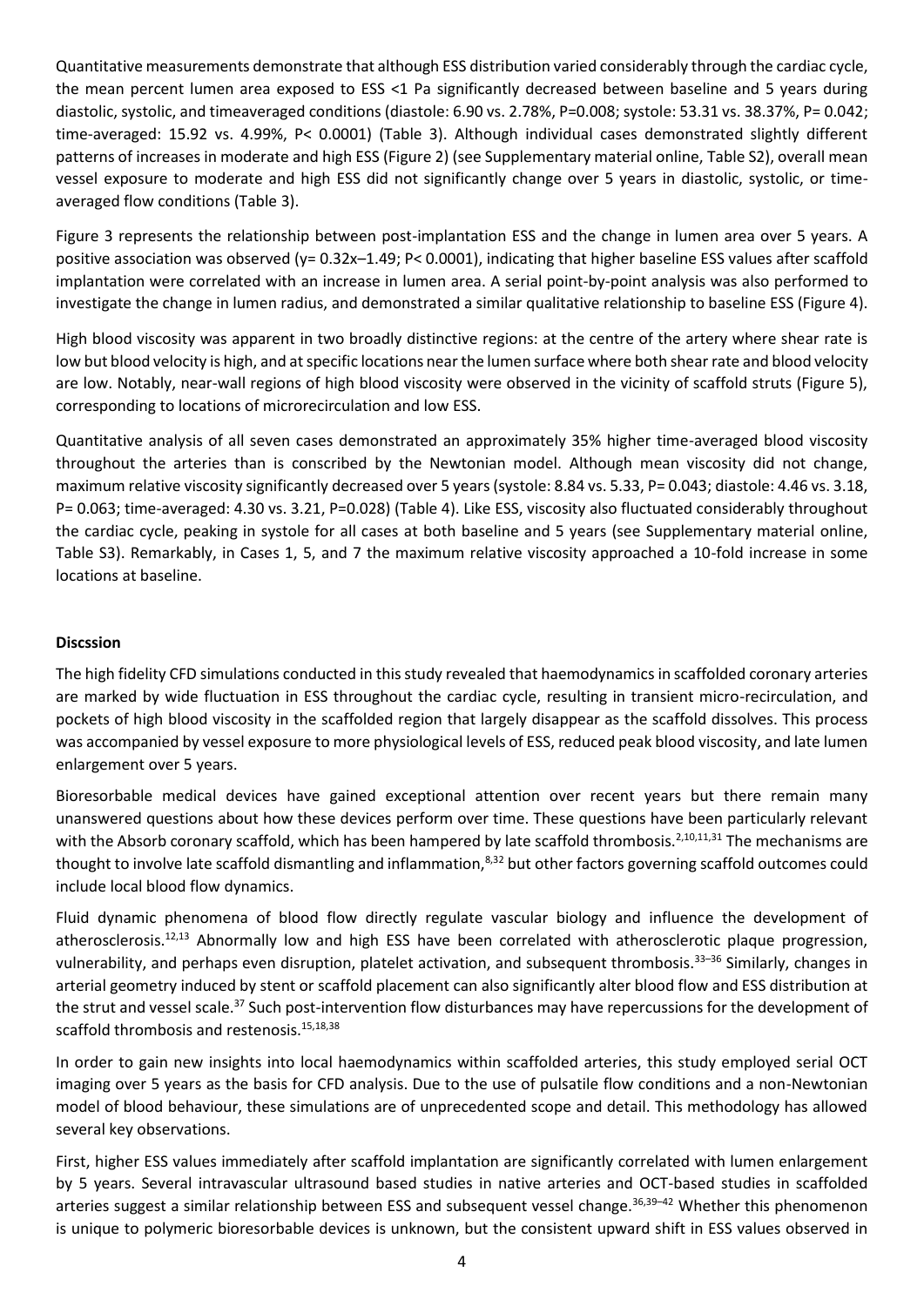Quantitative measurements demonstrate that although ESS distribution varied considerably through the cardiac cycle, the mean percent lumen area exposed to ESS <1 Pa significantly decreased between baseline and 5 years during diastolic, systolic, and timeaveraged conditions (diastole: 6.90 vs. 2.78%, P=0.008; systole: 53.31 vs. 38.37%, P= 0.042; time-averaged: 15.92 vs. 4.99%, P< 0.0001) (Table 3). Although individual cases demonstrated slightly different patterns of increases in moderate and high ESS (Figure 2) (see Supplementary material online, Table S2), overall mean vessel exposure to moderate and high ESS did not significantly change over 5 years in diastolic, systolic, or time-averaged flow conditions (Table 3).

Figure 3 represents the relationship between post-implantation ESS and the change in lumen area over 5 years. A positive association was observed (y= 0.32x–1.49; P< 0.0001), indicating that higher baseline ESS values after scaffold implantation were correlated with an increase in lumen area. A serial point-by-point analysis was also performed to investigate the change in lumen radius, and demonstrated a similar qualitative relationship to baseline ESS (Figure 4).

High blood viscosity was apparent in two broadly distinctive regions: at the centre of the artery where shear rate is low but blood velocity is high, and at specific locations near the lumen surface where both shear rate and blood velocity are low. Notably, near-wall regions of high blood viscosity were observed in the vicinity of scaffold struts (Figure 5), corresponding to locations of microrecirculation and low ESS.

Quantitative analysis of all seven cases demonstrated an approximately 35% higher time-averaged blood viscosity throughout the arteries than is conscribed by the Newtonian model. Although mean viscosity did not change, maximum relative viscosity significantly decreased over 5 years (systole: 8.84 vs. 5.33, P= 0.043; diastole: 4.46 vs. 3.18, P= 0.063; time-averaged: 4.30 vs. 3.21, P=0.028) (Table 4). Like ESS, viscosity also fluctuated considerably throughout the cardiac cycle, peaking in systole for all cases at both baseline and 5 years (see Supplementary material online, Table S3). Remarkably, in Cases 1, 5, and 7 the maximum relative viscosity approached a 10-fold increase in some locations at baseline.

**Discssion**

The high fidelity CFD simulations conducted in this study revealed that haemodynamics in scaffolded coronary arteries are marked by wide fluctuation in ESS throughout the cardiac cycle, resulting in transient micro-recirculation, and pockets of high blood viscosity in the scaffolded region that largely disappear as the scaffold dissolves. This process was accompanied by vessel exposure to more physiological levels of ESS, reduced peak blood viscosity, and late lumen enlargement over 5 years.

Bioresorbable medical devices have gained exceptional attention over recent years but there remain many unanswered questions about how these devices perform over time. These questions have been particularly relevant with the Absorb coronary scaffold, which has been hampered by late scaffold thrombosis.[2,10,11,31] The mechanisms are thought to involve late scaffold dismantling and inflammation,[8,32] but other factors governing scaffold outcomes could include local blood flow dynamics.

Fluid dynamic phenomena of blood flow directly regulate vascular biology and influence the development of atherosclerosis.[12,13] Abnormally low and high ESS have been correlated with atherosclerotic plaque progression, vulnerability, and perhaps even disruption, platelet activation, and subsequent thrombosis.[33–36] Similarly, changes in arterial geometry induced by stent or scaffold placement can also significantly alter blood flow and ESS distribution at the strut and vessel scale.[37] Such post-intervention flow disturbances may have repercussions for the development of scaffold thrombosis and restenosis.[15,18,38]

In order to gain new insights into local haemodynamics within scaffolded arteries, this study employed serial OCT imaging over 5 years as the basis for CFD analysis. Due to the use of pulsatile flow conditions and a non-Newtonian model of blood behaviour, these simulations are of unprecedented scope and detail. This methodology has allowed several key observations.

First, higher ESS values immediately after scaffold implantation are significantly correlated with lumen enlargement by 5 years. Several intravascular ultrasound based studies in native arteries and OCT-based studies in scaffolded arteries suggest a similar relationship between ESS and subsequent vessel change.[36,39–42] Whether this phenomenon is unique to polymeric bioresorbable devices is unknown, but the consistent upward shift in ESS values observed in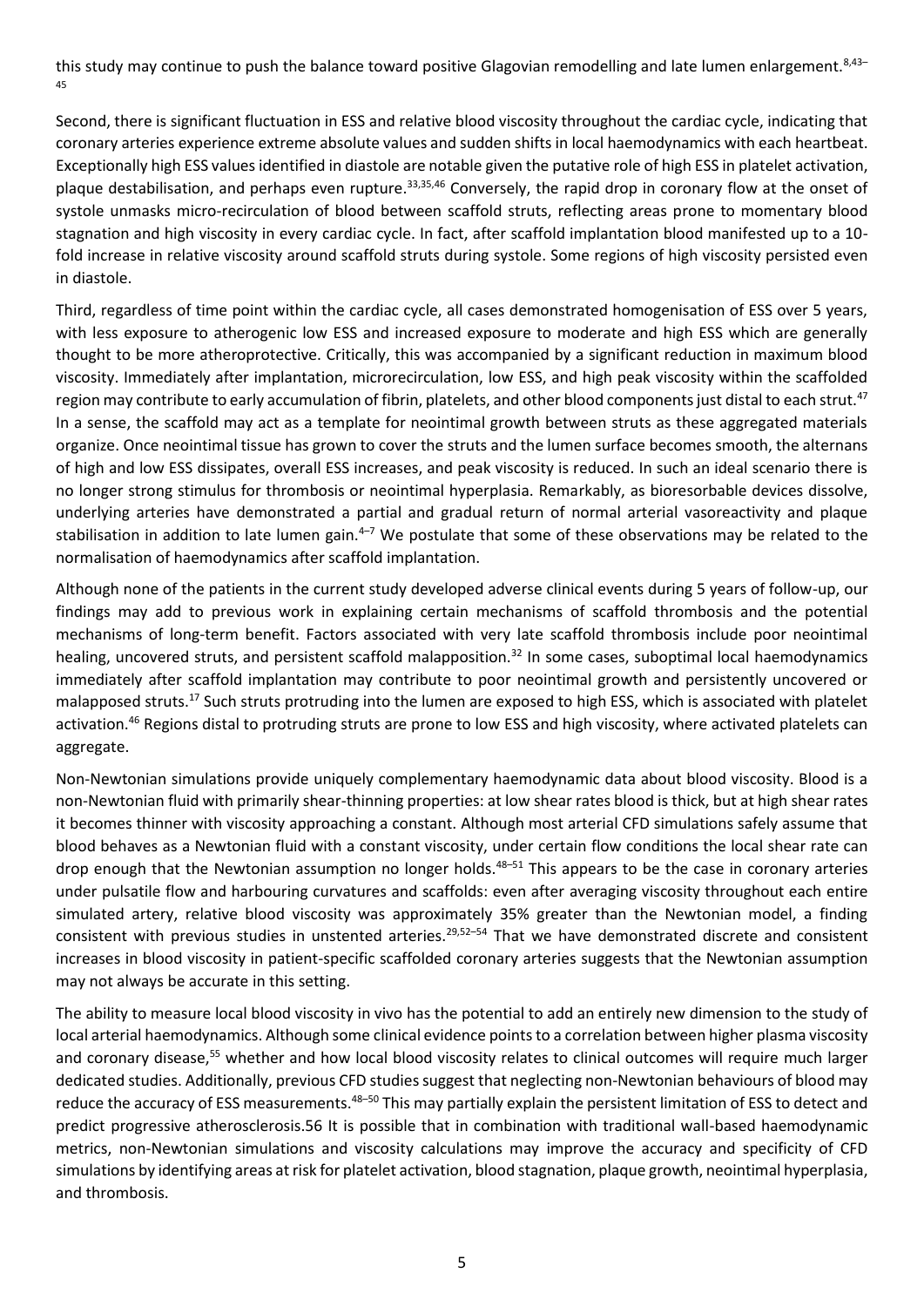this study may continue to push the balance toward positive Glagovian remodelling and late lumen enlargement.[8,43–45]

Second, there is significant fluctuation in ESS and relative blood viscosity throughout the cardiac cycle, indicating that coronary arteries experience extreme absolute values and sudden shifts in local haemodynamics with each heartbeat. Exceptionally high ESS values identified in diastole are notable given the putative role of high ESS in platelet activation, plaque destabilisation, and perhaps even rupture.[33,35,46] Conversely, the rapid drop in coronary flow at the onset of systole unmasks micro-recirculation of blood between scaffold struts, reflecting areas prone to momentary blood stagnation and high viscosity in every cardiac cycle. In fact, after scaffold implantation blood manifested up to a 10-fold increase in relative viscosity around scaffold struts during systole. Some regions of high viscosity persisted even in diastole.

Third, regardless of time point within the cardiac cycle, all cases demonstrated homogenisation of ESS over 5 years, with less exposure to atherogenic low ESS and increased exposure to moderate and high ESS which are generally thought to be more atheroprotective. Critically, this was accompanied by a significant reduction in maximum blood viscosity. Immediately after implantation, microrecirculation, low ESS, and high peak viscosity within the scaffolded region may contribute to early accumulation of fibrin, platelets, and other blood components just distal to each strut.[47] In a sense, the scaffold may act as a template for neointimal growth between struts as these aggregated materials organize. Once neointimal tissue has grown to cover the struts and the lumen surface becomes smooth, the alternans of high and low ESS dissipates, overall ESS increases, and peak viscosity is reduced. In such an ideal scenario there is no longer strong stimulus for thrombosis or neointimal hyperplasia. Remarkably, as bioresorbable devices dissolve, underlying arteries have demonstrated a partial and gradual return of normal arterial vasoreactivity and plaque stabilisation in addition to late lumen gain.[4–7] We postulate that some of these observations may be related to the normalisation of haemodynamics after scaffold implantation.

Although none of the patients in the current study developed adverse clinical events during 5 years of follow-up, our findings may add to previous work in explaining certain mechanisms of scaffold thrombosis and the potential mechanisms of long-term benefit. Factors associated with very late scaffold thrombosis include poor neointimal healing, uncovered struts, and persistent scaffold malapposition.[32] In some cases, suboptimal local haemodynamics immediately after scaffold implantation may contribute to poor neointimal growth and persistently uncovered or malapposed struts.[17] Such struts protruding into the lumen are exposed to high ESS, which is associated with platelet activation.[46] Regions distal to protruding struts are prone to low ESS and high viscosity, where activated platelets can aggregate.

Non-Newtonian simulations provide uniquely complementary haemodynamic data about blood viscosity. Blood is a non-Newtonian fluid with primarily shear-thinning properties: at low shear rates blood is thick, but at high shear rates it becomes thinner with viscosity approaching a constant. Although most arterial CFD simulations safely assume that blood behaves as a Newtonian fluid with a constant viscosity, under certain flow conditions the local shear rate can drop enough that the Newtonian assumption no longer holds.[48–51] This appears to be the case in coronary arteries under pulsatile flow and harbouring curvatures and scaffolds: even after averaging viscosity throughout each entire simulated artery, relative blood viscosity was approximately 35% greater than the Newtonian model, a finding consistent with previous studies in unstented arteries.[29,52–54] That we have demonstrated discrete and consistent increases in blood viscosity in patient-specific scaffolded coronary arteries suggests that the Newtonian assumption may not always be accurate in this setting.

The ability to measure local blood viscosity in vivo has the potential to add an entirely new dimension to the study of local arterial haemodynamics. Although some clinical evidence points to a correlation between higher plasma viscosity and coronary disease,[55] whether and how local blood viscosity relates to clinical outcomes will require much larger dedicated studies. Additionally, previous CFD studies suggest that neglecting non-Newtonian behaviours of blood may reduce the accuracy of ESS measurements.[48–50] This may partially explain the persistent limitation of ESS to detect and predict progressive atherosclerosis.56 It is possible that in combination with traditional wall-based haemodynamic metrics, non-Newtonian simulations and viscosity calculations may improve the accuracy and specificity of CFD simulations by identifying areas at risk for platelet activation, blood stagnation, plaque growth, neointimal hyperplasia, and thrombosis.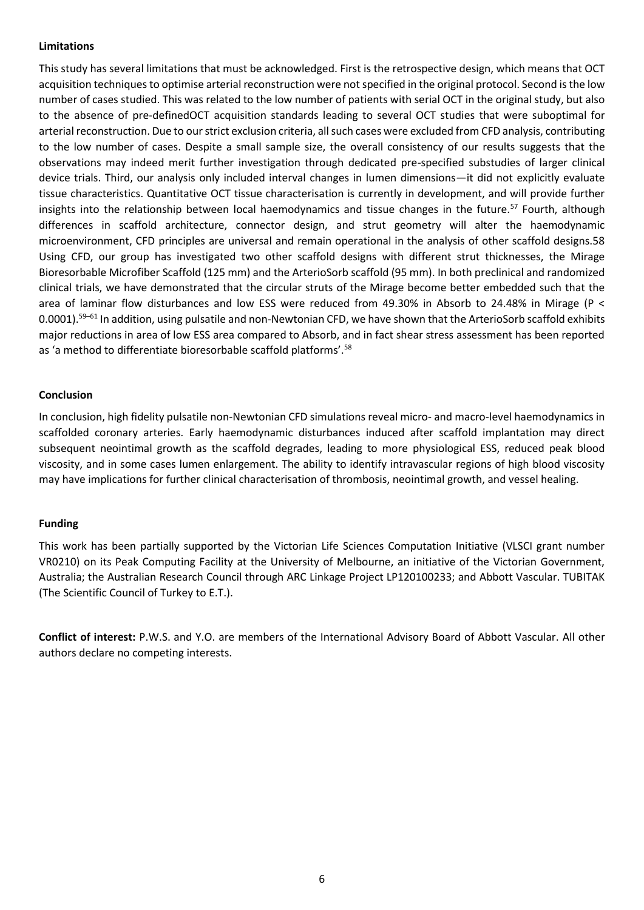**Limitations**

This study has several limitations that must be acknowledged. First is the retrospective design, which means that OCT acquisition techniques to optimise arterial reconstruction were not specified in the original protocol. Second is the low number of cases studied. This was related to the low number of patients with serial OCT in the original study, but also to the absence of pre-definedOCT acquisition standards leading to several OCT studies that were suboptimal for arterial reconstruction. Due to our strict exclusion criteria, all such cases were excluded from CFD analysis, contributing to the low number of cases. Despite a small sample size, the overall consistency of our results suggests that the observations may indeed merit further investigation through dedicated pre-specified substudies of larger clinical device trials. Third, our analysis only included interval changes in lumen dimensions—it did not explicitly evaluate tissue characteristics. Quantitative OCT tissue characterisation is currently in development, and will provide further insights into the relationship between local haemodynamics and tissue changes in the future.[57] Fourth, although differences in scaffold architecture, connector design, and strut geometry will alter the haemodynamic microenvironment, CFD principles are universal and remain operational in the analysis of other scaffold designs.58 Using CFD, our group has investigated two other scaffold designs with different strut thicknesses, the Mirage Bioresorbable Microfiber Scaffold (125 mm) and the ArterioSorb scaffold (95 mm). In both preclinical and randomized clinical trials, we have demonstrated that the circular struts of the Mirage become better embedded such that the area of laminar flow disturbances and low ESS were reduced from 49.30% in Absorb to 24.48% in Mirage ($P < 0.0001$).[59–61] In addition, using pulsatile and non-Newtonian CFD, we have shown that the ArterioSorb scaffold exhibits major reductions in area of low ESS area compared to Absorb, and in fact shear stress assessment has been reported as 'a method to differentiate bioresorbable scaffold platforms'.[58]

**Conclusion**

In conclusion, high fidelity pulsatile non-Newtonian CFD simulations reveal micro- and macro-level haemodynamics in scaffolded coronary arteries. Early haemodynamic disturbances induced after scaffold implantation may direct subsequent neointimal growth as the scaffold degrades, leading to more physiological ESS, reduced peak blood viscosity, and in some cases lumen enlargement. The ability to identify intravascular regions of high blood viscosity may have implications for further clinical characterisation of thrombosis, neointimal growth, and vessel healing.

**Funding**

This work has been partially supported by the Victorian Life Sciences Computation Initiative (VLSCI grant number VR0210) on its Peak Computing Facility at the University of Melbourne, an initiative of the Victorian Government, Australia; the Australian Research Council through ARC Linkage Project LP120100233; and Abbott Vascular. TUBITAK (The Scientific Council of Turkey to E.T.).

**Conflict of interest:** P.W.S. and Y.O. are members of the International Advisory Board of Abbott Vascular. All other authors declare no competing interests.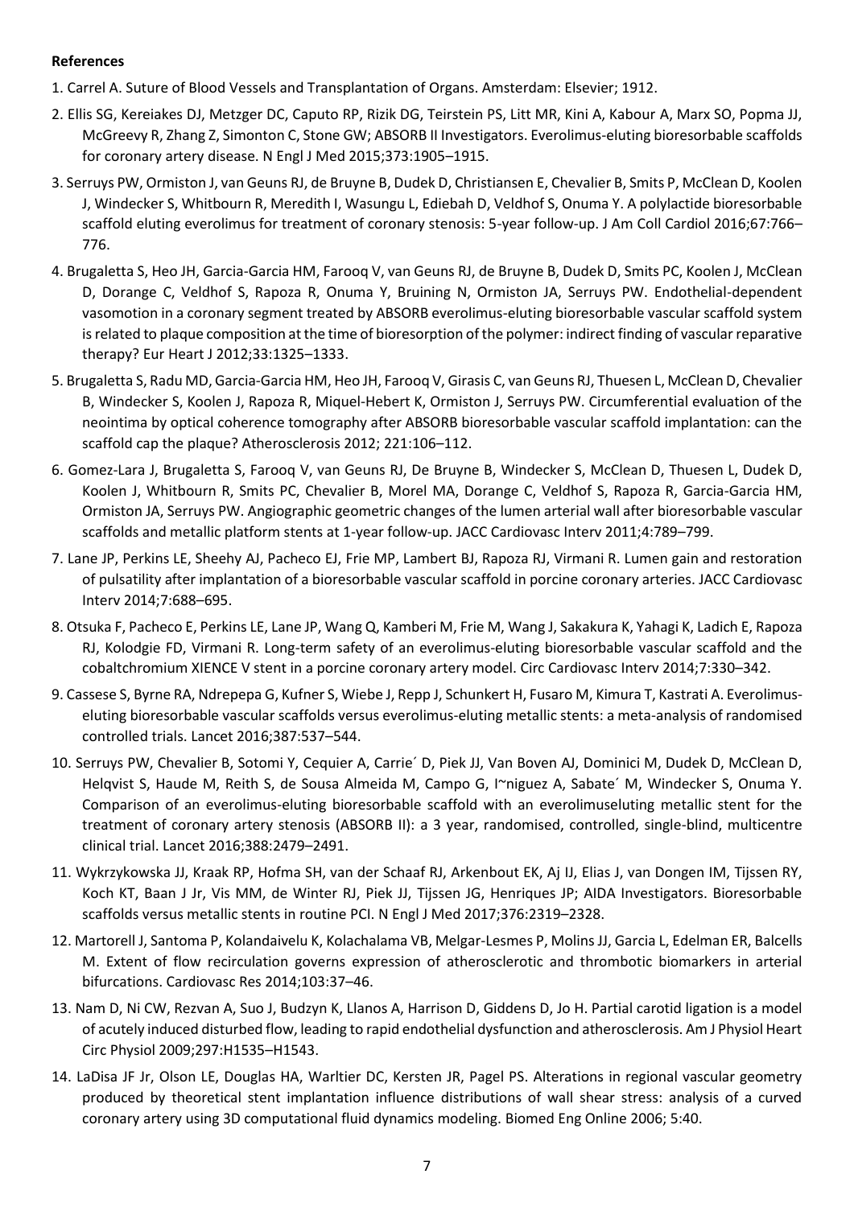**References**

1. Carrel A. Suture of Blood Vessels and Transplantation of Organs. Amsterdam: Elsevier; 1912.

2. Ellis SG, Kereiakes DJ, Metzger DC, Caputo RP, Rizik DG, Teirstein PS, Litt MR, Kini A, Kabour A, Marx SO, Popma JJ, McGreevy R, Zhang Z, Simonton C, Stone GW; ABSORB II Investigators. Everolimus-eluting bioresorbable scaffolds for coronary artery disease. N Engl J Med 2015;373:1905–1915.

3. Serruys PW, Ormiston J, van Geuns RJ, de Bruyne B, Dudek D, Christiansen E, Chevalier B, Smits P, McClean D, Koolen J, Windecker S, Whitbourn R, Meredith I, Wasungu L, Ediebah D, Veldhof S, Onuma Y. A polylactide bioresorbable scaffold eluting everolimus for treatment of coronary stenosis: 5-year follow-up. J Am Coll Cardiol 2016;67:766–776.

4. Brugaletta S, Heo JH, Garcia-Garcia HM, Farooq V, van Geuns RJ, de Bruyne B, Dudek D, Smits PC, Koolen J, McClean D, Dorange C, Veldhof S, Rapoza R, Onuma Y, Bruining N, Ormiston JA, Serruys PW. Endothelial-dependent vasomotion in a coronary segment treated by ABSORB everolimus-eluting bioresorbable vascular scaffold system is related to plaque composition at the time of bioresorption of the polymer: indirect finding of vascular reparative therapy? Eur Heart J 2012;33:1325–1333.

5. Brugaletta S, Radu MD, Garcia-Garcia HM, Heo JH, Farooq V, Girasis C, van Geuns RJ, Thuesen L, McClean D, Chevalier B, Windecker S, Koolen J, Rapoza R, Miquel-Hebert K, Ormiston J, Serruys PW. Circumferential evaluation of the neointima by optical coherence tomography after ABSORB bioresorbable vascular scaffold implantation: can the scaffold cap the plaque? Atherosclerosis 2012; 221:106–112.

6. Gomez-Lara J, Brugaletta S, Farooq V, van Geuns RJ, De Bruyne B, Windecker S, McClean D, Thuesen L, Dudek D, Koolen J, Whitbourn R, Smits PC, Chevalier B, Morel MA, Dorange C, Veldhof S, Rapoza R, Garcia-Garcia HM, Ormiston JA, Serruys PW. Angiographic geometric changes of the lumen arterial wall after bioresorbable vascular scaffolds and metallic platform stents at 1-year follow-up. JACC Cardiovasc Interv 2011;4:789–799.

7. Lane JP, Perkins LE, Sheehy AJ, Pacheco EJ, Frie MP, Lambert BJ, Rapoza RJ, Virmani R. Lumen gain and restoration of pulsatility after implantation of a bioresorbable vascular scaffold in porcine coronary arteries. JACC Cardiovasc Interv 2014;7:688–695.

8. Otsuka F, Pacheco E, Perkins LE, Lane JP, Wang Q, Kamberi M, Frie M, Wang J, Sakakura K, Yahagi K, Ladich E, Rapoza RJ, Kolodgie FD, Virmani R. Long-term safety of an everolimus-eluting bioresorbable vascular scaffold and the cobaltchromium XIENCE V stent in a porcine coronary artery model. Circ Cardiovasc Interv 2014;7:330–342.

9. Cassese S, Byrne RA, Ndrepepa G, Kufner S, Wiebe J, Repp J, Schunkert H, Fusaro M, Kimura T, Kastrati A. Everolimus-eluting bioresorbable vascular scaffolds versus everolimus-eluting metallic stents: a meta-analysis of randomised controlled trials. Lancet 2016;387:537–544.

10. Serruys PW, Chevalier B, Sotomi Y, Cequier A, Carrie´ D, Piek JJ, Van Boven AJ, Dominici M, Dudek D, McClean D, Helqvist S, Haude M, Reith S, de Sousa Almeida M, Campo G, I~niguez A, Sabate´ M, Windecker S, Onuma Y. Comparison of an everolimus-eluting bioresorbable scaffold with an everolimuseluting metallic stent for the treatment of coronary artery stenosis (ABSORB II): a 3 year, randomised, controlled, single-blind, multicentre clinical trial. Lancet 2016;388:2479–2491.

11. Wykrzykowska JJ, Kraak RP, Hofma SH, van der Schaaf RJ, Arkenbout EK, Aj IJ, Elias J, van Dongen IM, Tijssen RY, Koch KT, Baan J Jr, Vis MM, de Winter RJ, Piek JJ, Tijssen JG, Henriques JP; AIDA Investigators. Bioresorbable scaffolds versus metallic stents in routine PCI. N Engl J Med 2017;376:2319–2328.

12. Martorell J, Santoma P, Kolandaivelu K, Kolachalama VB, Melgar-Lesmes P, Molins JJ, Garcia L, Edelman ER, Balcells M. Extent of flow recirculation governs expression of atherosclerotic and thrombotic biomarkers in arterial bifurcations. Cardiovasc Res 2014;103:37–46.

13. Nam D, Ni CW, Rezvan A, Suo J, Budzyn K, Llanos A, Harrison D, Giddens D, Jo H. Partial carotid ligation is a model of acutely induced disturbed flow, leading to rapid endothelial dysfunction and atherosclerosis. Am J Physiol Heart Circ Physiol 2009;297:H1535–H1543.

14. LaDisa JF Jr, Olson LE, Douglas HA, Warltier DC, Kersten JR, Pagel PS. Alterations in regional vascular geometry produced by theoretical stent implantation influence distributions of wall shear stress: analysis of a curved coronary artery using 3D computational fluid dynamics modeling. Biomed Eng Online 2006; 5:40.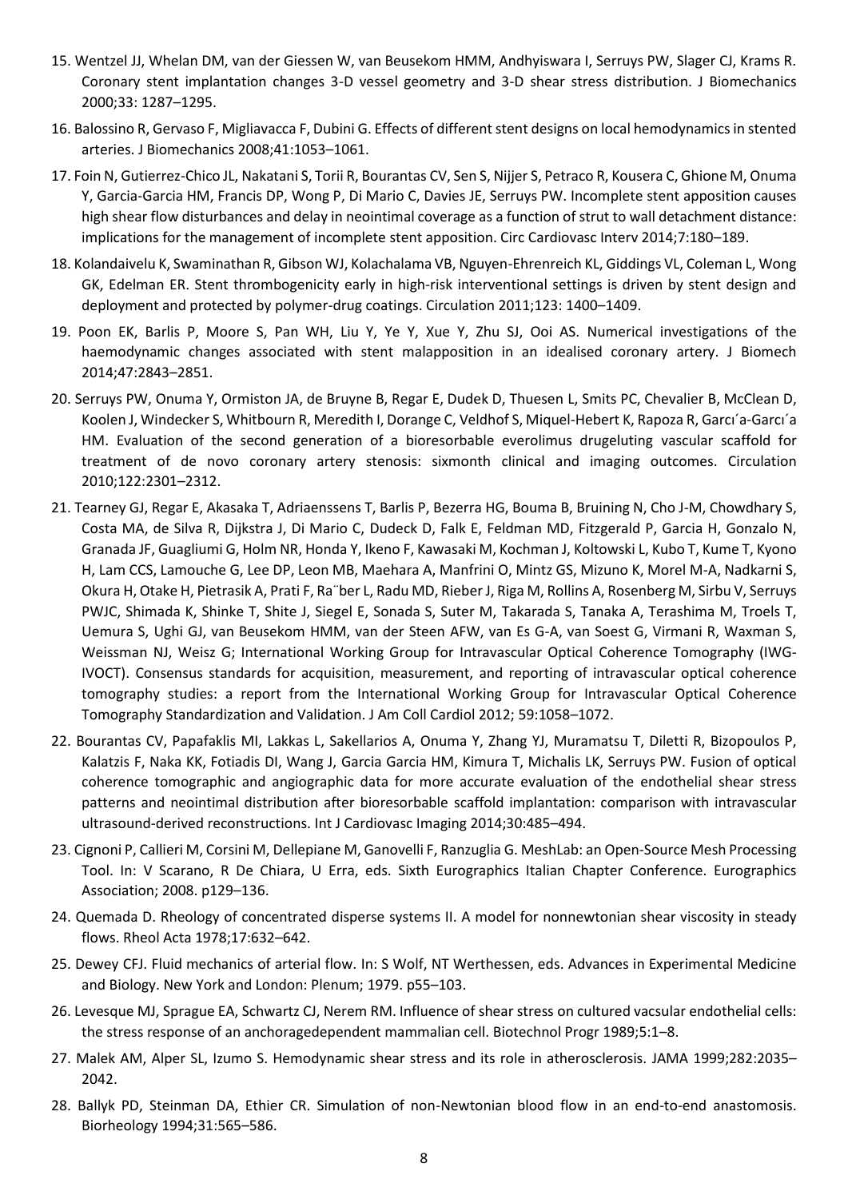15. Wentzel JJ, Whelan DM, van der Giessen W, van Beusekom HMM, Andhyiswara I, Serruys PW, Slager CJ, Krams R. Coronary stent implantation changes 3-D vessel geometry and 3-D shear stress distribution. J Biomechanics 2000;33: 1287–1295.
16. Balossino R, Gervaso F, Migliavacca F, Dubini G. Effects of different stent designs on local hemodynamics in stented arteries. J Biomechanics 2008;41:1053–1061.
17. Foin N, Gutierrez-Chico JL, Nakatani S, Torii R, Bourantas CV, Sen S, Nijjer S, Petraco R, Kousera C, Ghione M, Onuma Y, Garcia-Garcia HM, Francis DP, Wong P, Di Mario C, Davies JE, Serruys PW. Incomplete stent apposition causes high shear flow disturbances and delay in neointimal coverage as a function of strut to wall detachment distance: implications for the management of incomplete stent apposition. Circ Cardiovasc Interv 2014;7:180–189.
18. Kolandaivelu K, Swaminathan R, Gibson WJ, Kolachalama VB, Nguyen-Ehrenreich KL, Giddings VL, Coleman L, Wong GK, Edelman ER. Stent thrombogenicity early in high-risk interventional settings is driven by stent design and deployment and protected by polymer-drug coatings. Circulation 2011;123: 1400–1409.
19. Poon EK, Barlis P, Moore S, Pan WH, Liu Y, Ye Y, Xue Y, Zhu SJ, Ooi AS. Numerical investigations of the haemodynamic changes associated with stent malapposition in an idealised coronary artery. J Biomech 2014;47:2843–2851.
20. Serruys PW, Onuma Y, Ormiston JA, de Bruyne B, Regar E, Dudek D, Thuesen L, Smits PC, Chevalier B, McClean D, Koolen J, Windecker S, Whitbourn R, Meredith I, Dorange C, Veldhof S, Miquel-Hebert K, Rapoza R, Garcı´a-Garcı´a HM. Evaluation of the second generation of a bioresorbable everolimus drugeluting vascular scaffold for treatment of de novo coronary artery stenosis: sixmonth clinical and imaging outcomes. Circulation 2010;122:2301–2312.
21. Tearney GJ, Regar E, Akasaka T, Adriaenssens T, Barlis P, Bezerra HG, Bouma B, Bruining N, Cho J-M, Chowdhary S, Costa MA, de Silva R, Dijkstra J, Di Mario C, Dudeck D, Falk E, Feldman MD, Fitzgerald P, Garcia H, Gonzalo N, Granada JF, Guagliumi G, Holm NR, Honda Y, Ikeno F, Kawasaki M, Kochman J, Koltowski L, Kubo T, Kume T, Kyono H, Lam CCS, Lamouche G, Lee DP, Leon MB, Maehara A, Manfrini O, Mintz GS, Mizuno K, Morel M-A, Nadkarni S, Okura H, Otake H, Pietrasik A, Prati F, Ra¨ber L, Radu MD, Rieber J, Riga M, Rollins A, Rosenberg M, Sirbu V, Serruys PWJC, Shimada K, Shinke T, Shite J, Siegel E, Sonada S, Suter M, Takarada S, Tanaka A, Terashima M, Troels T, Uemura S, Ughi GJ, van Beusekom HMM, van der Steen AFW, van Es G-A, van Soest G, Virmani R, Waxman S, Weissman NJ, Weisz G; International Working Group for Intravascular Optical Coherence Tomography (IWG-IVOCT). Consensus standards for acquisition, measurement, and reporting of intravascular optical coherence tomography studies: a report from the International Working Group for Intravascular Optical Coherence Tomography Standardization and Validation. J Am Coll Cardiol 2012; 59:1058–1072.
22. Bourantas CV, Papafaklis MI, Lakkas L, Sakellarios A, Onuma Y, Zhang YJ, Muramatsu T, Diletti R, Bizopoulos P, Kalatzis F, Naka KK, Fotiadis DI, Wang J, Garcia Garcia HM, Kimura T, Michalis LK, Serruys PW. Fusion of optical coherence tomographic and angiographic data for more accurate evaluation of the endothelial shear stress patterns and neointimal distribution after bioresorbable scaffold implantation: comparison with intravascular ultrasound-derived reconstructions. Int J Cardiovasc Imaging 2014;30:485–494.
23. Cignoni P, Callieri M, Corsini M, Dellepiane M, Ganovelli F, Ranzuglia G. MeshLab: an Open-Source Mesh Processing Tool. In: V Scarano, R De Chiara, U Erra, eds. Sixth Eurographics Italian Chapter Conference. Eurographics Association; 2008. p129–136.
24. Quemada D. Rheology of concentrated disperse systems II. A model for nonnewtonian shear viscosity in steady flows. Rheol Acta 1978;17:632–642.
25. Dewey CFJ. Fluid mechanics of arterial flow. In: S Wolf, NT Werthessen, eds. Advances in Experimental Medicine and Biology. New York and London: Plenum; 1979. p55–103.
26. Levesque MJ, Sprague EA, Schwartz CJ, Nerem RM. Influence of shear stress on cultured vacsular endothelial cells: the stress response of an anchoragedependent mammalian cell. Biotechnol Progr 1989;5:1–8.
27. Malek AM, Alper SL, Izumo S. Hemodynamic shear stress and its role in atherosclerosis. JAMA 1999;282:2035–2042.
28. Ballyk PD, Steinman DA, Ethier CR. Simulation of non-Newtonian blood flow in an end-to-end anastomosis. Biorheology 1994;31:565–586.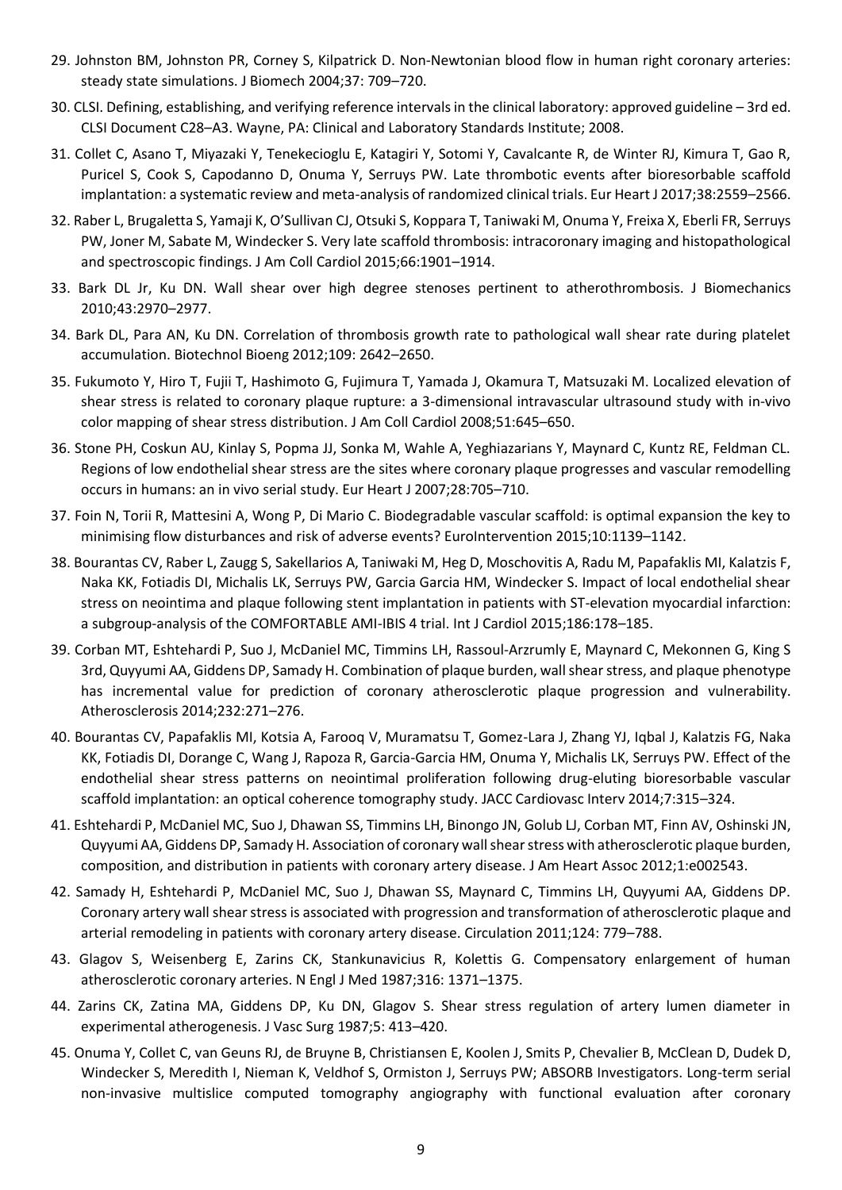29. Johnston BM, Johnston PR, Corney S, Kilpatrick D. Non-Newtonian blood flow in human right coronary arteries: steady state simulations. J Biomech 2004;37: 709–720.

30. CLSI. Defining, establishing, and verifying reference intervals in the clinical laboratory: approved guideline – 3rd ed. CLSI Document C28–A3. Wayne, PA: Clinical and Laboratory Standards Institute; 2008.

31. Collet C, Asano T, Miyazaki Y, Tenekecioglu E, Katagiri Y, Sotomi Y, Cavalcante R, de Winter RJ, Kimura T, Gao R, Puricel S, Cook S, Capodanno D, Onuma Y, Serruys PW. Late thrombotic events after bioresorbable scaffold implantation: a systematic review and meta-analysis of randomized clinical trials. Eur Heart J 2017;38:2559–2566.

32. Raber L, Brugaletta S, Yamaji K, O'Sullivan CJ, Otsuki S, Koppara T, Taniwaki M, Onuma Y, Freixa X, Eberli FR, Serruys PW, Joner M, Sabate M, Windecker S. Very late scaffold thrombosis: intracoronary imaging and histopathological and spectroscopic findings. J Am Coll Cardiol 2015;66:1901–1914.

33. Bark DL Jr, Ku DN. Wall shear over high degree stenoses pertinent to atherothrombosis. J Biomechanics 2010;43:2970–2977.

34. Bark DL, Para AN, Ku DN. Correlation of thrombosis growth rate to pathological wall shear rate during platelet accumulation. Biotechnol Bioeng 2012;109: 2642–2650.

35. Fukumoto Y, Hiro T, Fujii T, Hashimoto G, Fujimura T, Yamada J, Okamura T, Matsuzaki M. Localized elevation of shear stress is related to coronary plaque rupture: a 3-dimensional intravascular ultrasound study with in-vivo color mapping of shear stress distribution. J Am Coll Cardiol 2008;51:645–650.

36. Stone PH, Coskun AU, Kinlay S, Popma JJ, Sonka M, Wahle A, Yeghiazarians Y, Maynard C, Kuntz RE, Feldman CL. Regions of low endothelial shear stress are the sites where coronary plaque progresses and vascular remodelling occurs in humans: an in vivo serial study. Eur Heart J 2007;28:705–710.

37. Foin N, Torii R, Mattesini A, Wong P, Di Mario C. Biodegradable vascular scaffold: is optimal expansion the key to minimising flow disturbances and risk of adverse events? EuroIntervention 2015;10:1139–1142.

38. Bourantas CV, Raber L, Zaugg S, Sakellarios A, Taniwaki M, Heg D, Moschovitis A, Radu M, Papafaklis MI, Kalatzis F, Naka KK, Fotiadis DI, Michalis LK, Serruys PW, Garcia Garcia HM, Windecker S. Impact of local endothelial shear stress on neointima and plaque following stent implantation in patients with ST-elevation myocardial infarction: a subgroup-analysis of the COMFORTABLE AMI-IBIS 4 trial. Int J Cardiol 2015;186:178–185.

39. Corban MT, Eshtehardi P, Suo J, McDaniel MC, Timmins LH, Rassoul-Arzrumly E, Maynard C, Mekonnen G, King S 3rd, Quyyumi AA, Giddens DP, Samady H. Combination of plaque burden, wall shear stress, and plaque phenotype has incremental value for prediction of coronary atherosclerotic plaque progression and vulnerability. Atherosclerosis 2014;232:271–276.

40. Bourantas CV, Papafaklis MI, Kotsia A, Farooq V, Muramatsu T, Gomez-Lara J, Zhang YJ, Iqbal J, Kalatzis FG, Naka KK, Fotiadis DI, Dorange C, Wang J, Rapoza R, Garcia-Garcia HM, Onuma Y, Michalis LK, Serruys PW. Effect of the endothelial shear stress patterns on neointimal proliferation following drug-eluting bioresorbable vascular scaffold implantation: an optical coherence tomography study. JACC Cardiovasc Interv 2014;7:315–324.

41. Eshtehardi P, McDaniel MC, Suo J, Dhawan SS, Timmins LH, Binongo JN, Golub LJ, Corban MT, Finn AV, Oshinski JN, Quyyumi AA, Giddens DP, Samady H. Association of coronary wall shear stress with atherosclerotic plaque burden, composition, and distribution in patients with coronary artery disease. J Am Heart Assoc 2012;1:e002543.

42. Samady H, Eshtehardi P, McDaniel MC, Suo J, Dhawan SS, Maynard C, Timmins LH, Quyyumi AA, Giddens DP. Coronary artery wall shear stress is associated with progression and transformation of atherosclerotic plaque and arterial remodeling in patients with coronary artery disease. Circulation 2011;124: 779–788.

43. Glagov S, Weisenberg E, Zarins CK, Stankunavicius R, Kolettis G. Compensatory enlargement of human atherosclerotic coronary arteries. N Engl J Med 1987;316: 1371–1375.

44. Zarins CK, Zatina MA, Giddens DP, Ku DN, Glagov S. Shear stress regulation of artery lumen diameter in experimental atherogenesis. J Vasc Surg 1987;5: 413–420.

45. Onuma Y, Collet C, van Geuns RJ, de Bruyne B, Christiansen E, Koolen J, Smits P, Chevalier B, McClean D, Dudek D, Windecker S, Meredith I, Nieman K, Veldhof S, Ormiston J, Serruys PW; ABSORB Investigators. Long-term serial non-invasive multislice computed tomography angiography with functional evaluation after coronary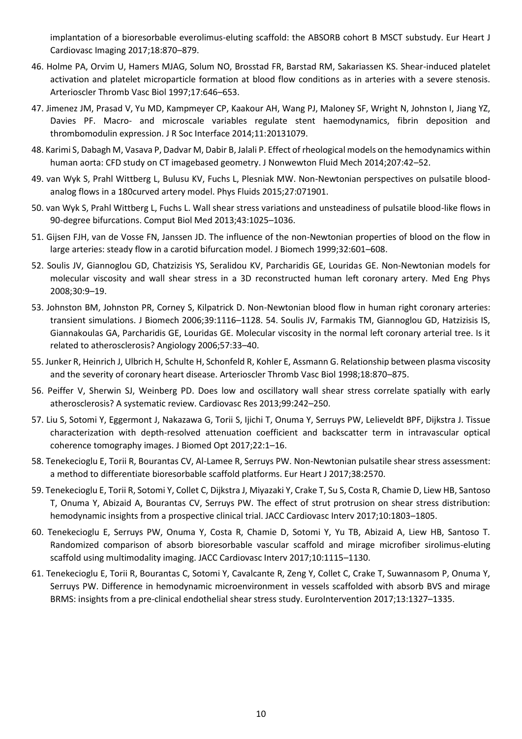implantation of a bioresorbable everolimus-eluting scaffold: the ABSORB cohort B MSCT substudy. Eur Heart J Cardiovasc Imaging 2017;18:870–879.

46. Holme PA, Orvim U, Hamers MJAG, Solum NO, Brosstad FR, Barstad RM, Sakariassen KS. Shear-induced platelet activation and platelet microparticle formation at blood flow conditions as in arteries with a severe stenosis. Arterioscler Thromb Vasc Biol 1997;17:646–653.

47. Jimenez JM, Prasad V, Yu MD, Kampmeyer CP, Kaakour AH, Wang PJ, Maloney SF, Wright N, Johnston I, Jiang YZ, Davies PF. Macro- and microscale variables regulate stent haemodynamics, fibrin deposition and thrombomodulin expression. J R Soc Interface 2014;11:20131079.

48. Karimi S, Dabagh M, Vasava P, Dadvar M, Dabir B, Jalali P. Effect of rheological models on the hemodynamics within human aorta: CFD study on CT imagebased geometry. J Nonwewton Fluid Mech 2014;207:42–52.

49. van Wyk S, Prahl Wittberg L, Bulusu KV, Fuchs L, Plesniak MW. Non-Newtonian perspectives on pulsatile blood-analog flows in a 180curved artery model. Phys Fluids 2015;27:071901.

50. van Wyk S, Prahl Wittberg L, Fuchs L. Wall shear stress variations and unsteadiness of pulsatile blood-like flows in 90-degree bifurcations. Comput Biol Med 2013;43:1025–1036.

51. Gijsen FJH, van de Vosse FN, Janssen JD. The influence of the non-Newtonian properties of blood on the flow in large arteries: steady flow in a carotid bifurcation model. J Biomech 1999;32:601–608.

52. Soulis JV, Giannoglou GD, Chatzizisis YS, Seralidou KV, Parcharidis GE, Louridas GE. Non-Newtonian models for molecular viscosity and wall shear stress in a 3D reconstructed human left coronary artery. Med Eng Phys 2008;30:9–19.

53. Johnston BM, Johnston PR, Corney S, Kilpatrick D. Non-Newtonian blood flow in human right coronary arteries: transient simulations. J Biomech 2006;39:1116–1128. 54. Soulis JV, Farmakis TM, Giannoglou GD, Hatzizisis IS, Giannakoulas GA, Parcharidis GE, Louridas GE. Molecular viscosity in the normal left coronary arterial tree. Is it related to atherosclerosis? Angiology 2006;57:33–40.

55. Junker R, Heinrich J, Ulbrich H, Schulte H, Schonfeld R, Kohler E, Assmann G. Relationship between plasma viscosity and the severity of coronary heart disease. Arterioscler Thromb Vasc Biol 1998;18:870–875.

56. Peiffer V, Sherwin SJ, Weinberg PD. Does low and oscillatory wall shear stress correlate spatially with early atherosclerosis? A systematic review. Cardiovasc Res 2013;99:242–250.

57. Liu S, Sotomi Y, Eggermont J, Nakazawa G, Torii S, Ijichi T, Onuma Y, Serruys PW, Lelieveldt BPF, Dijkstra J. Tissue characterization with depth-resolved attenuation coefficient and backscatter term in intravascular optical coherence tomography images. J Biomed Opt 2017;22:1–16.

58. Tenekecioglu E, Torii R, Bourantas CV, Al-Lamee R, Serruys PW. Non-Newtonian pulsatile shear stress assessment: a method to differentiate bioresorbable scaffold platforms. Eur Heart J 2017;38:2570.

59. Tenekecioglu E, Torii R, Sotomi Y, Collet C, Dijkstra J, Miyazaki Y, Crake T, Su S, Costa R, Chamie D, Liew HB, Santoso T, Onuma Y, Abizaid A, Bourantas CV, Serruys PW. The effect of strut protrusion on shear stress distribution: hemodynamic insights from a prospective clinical trial. JACC Cardiovasc Interv 2017;10:1803–1805.

60. Tenekecioglu E, Serruys PW, Onuma Y, Costa R, Chamie D, Sotomi Y, Yu TB, Abizaid A, Liew HB, Santoso T. Randomized comparison of absorb bioresorbable vascular scaffold and mirage microfiber sirolimus-eluting scaffold using multimodality imaging. JACC Cardiovasc Interv 2017;10:1115–1130.

61. Tenekecioglu E, Torii R, Bourantas C, Sotomi Y, Cavalcante R, Zeng Y, Collet C, Crake T, Suwannasom P, Onuma Y, Serruys PW. Difference in hemodynamic microenvironment in vessels scaffolded with absorb BVS and mirage BRMS: insights from a pre-clinical endothelial shear stress study. EuroIntervention 2017;13:1327–1335.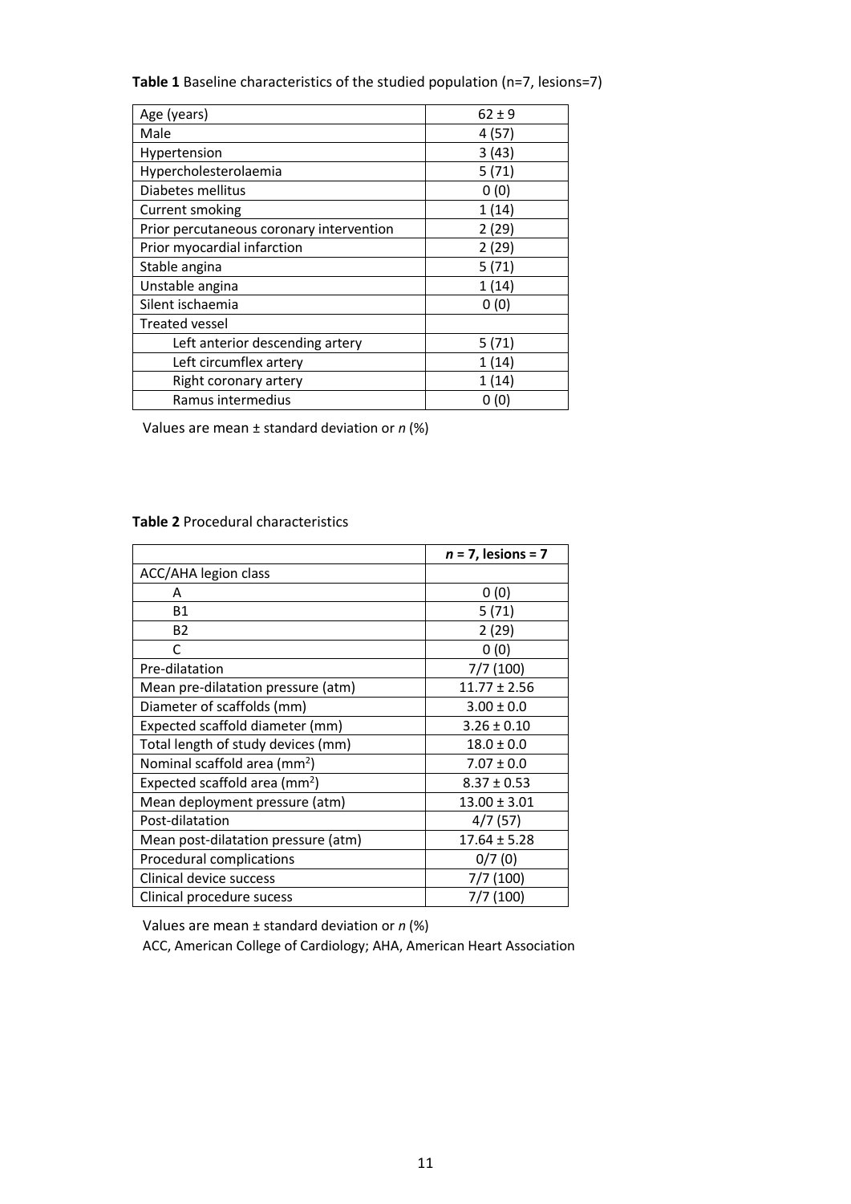**Table 1** Baseline characteristics of the studied population (n=7, lesions=7)

| | |
|---|---|
| Age (years) | 62 ± 9 |
| Male | 4 (57) |
| Hypertension | 3 (43) |
| Hypercholesterolaemia | 5 (71) |
| Diabetes mellitus | 0 (0) |
| Current smoking | 1 (14) |
| Prior percutaneous coronary intervention | 2 (29) |
| Prior myocardial infarction | 2 (29) |
| Stable angina | 5 (71) |
| Unstable angina | 1 (14) |
| Silent ischaemia | 0 (0) |
| Treated vessel | |
| Left anterior descending artery | 5 (71) |
| Left circumflex artery | 1 (14) |
| Right coronary artery | 1 (14) |
| Ramus intermedius | 0 (0) |

Values are mean ± standard deviation or *n* (%)

**Table 2** Procedural characteristics

| | ***n* = 7, lesions = 7** |
|---|---|
| ACC/AHA legion class | |
| A | 0 (0) |
| B1 | 5 (71) |
| B2 | 2 (29) |
| C | 0 (0) |
| Pre-dilatation | 7/7 (100) |
| Mean pre-dilatation pressure (atm) | 11.77 ± 2.56 |
| Diameter of scaffolds (mm) | 3.00 ± 0.0 |
| Expected scaffold diameter (mm) | 3.26 ± 0.10 |
| Total length of study devices (mm) | 18.0 ± 0.0 |
| Nominal scaffold area ($mm^2$) | 7.07 ± 0.0 |
| Expected scaffold area ($mm^2$) | 8.37 ± 0.53 |
| Mean deployment pressure (atm) | 13.00 ± 3.01 |
| Post-dilatation | 4/7 (57) |
| Mean post-dilatation pressure (atm) | 17.64 ± 5.28 |
| Procedural complications | 0/7 (0) |
| Clinical device success | 7/7 (100) |
| Clinical procedure sucess | 7/7 (100) |

Values are mean ± standard deviation or *n* (%)

ACC, American College of Cardiology; AHA, American Heart Association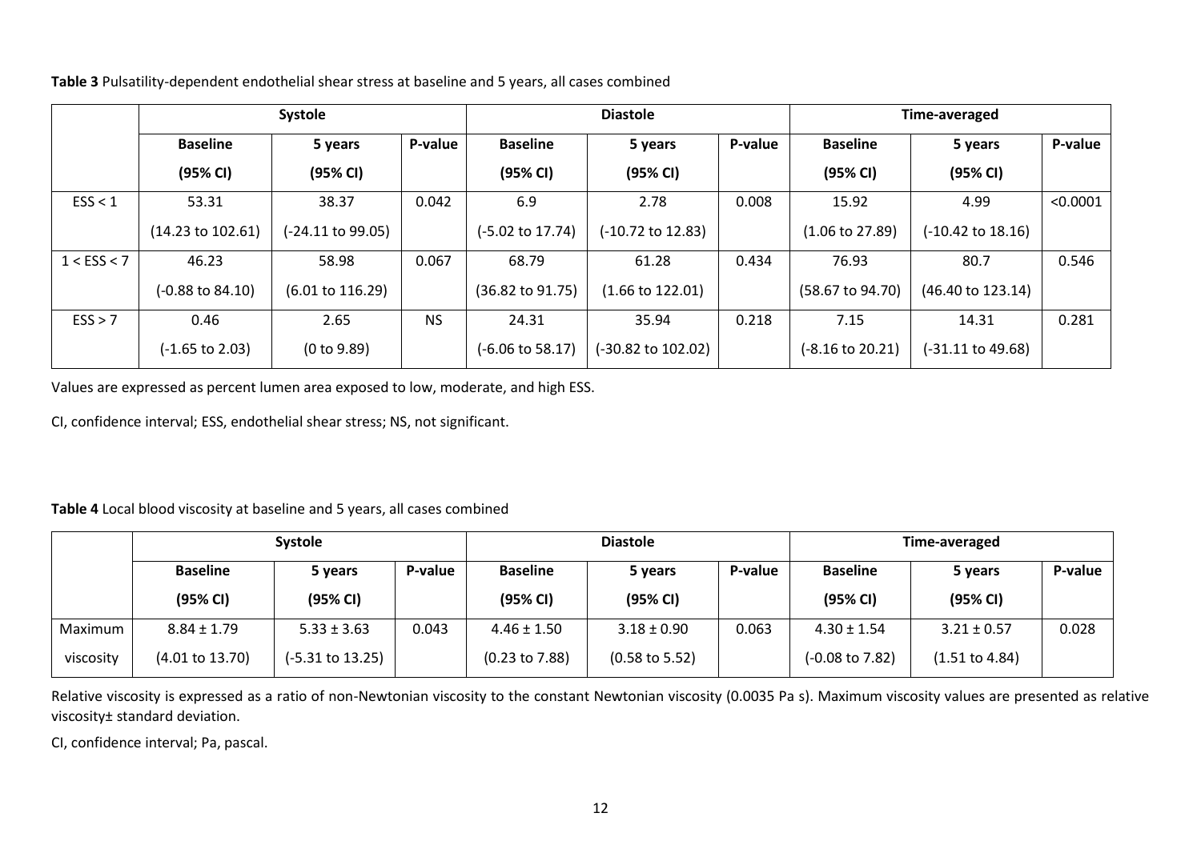**Table 3** Pulsatility-dependent endothelial shear stress at baseline and 5 years, all cases combined

| | Systole | | | Diastole | | | Time-averaged | | |
|---|---|---|---|---|---|---|---|---|---|
| | Baseline (95% CI) | 5 years (95% CI) | P-value | Baseline (95% CI) | 5 years (95% CI) | P-value | Baseline (95% CI) | 5 years (95% CI) | P-value |
| ESS < 1 | 53.31 (14.23 to 102.61) | 38.37 (-24.11 to 99.05) | 0.042 | 6.9 (-5.02 to 17.74) | 2.78 (-10.72 to 12.83) | 0.008 | 15.92 (1.06 to 27.89) | 4.99 (-10.42 to 18.16) | <0.0001 |
| 1 < ESS < 7 | 46.23 (-0.88 to 84.10) | 58.98 (6.01 to 116.29) | 0.067 | 68.79 (36.82 to 91.75) | 61.28 (1.66 to 122.01) | 0.434 | 76.93 (58.67 to 94.70) | 80.7 (46.40 to 123.14) | 0.546 |
| ESS > 7 | 0.46 (-1.65 to 2.03) | 2.65 (0 to 9.89) | NS | 24.31 (-6.06 to 58.17) | 35.94 (-30.82 to 102.02) | 0.218 | 7.15 (-8.16 to 20.21) | 14.31 (-31.11 to 49.68) | 0.281 |

Values are expressed as percent lumen area exposed to low, moderate, and high ESS.

CI, confidence interval; ESS, endothelial shear stress; NS, not significant.

**Table 4** Local blood viscosity at baseline and 5 years, all cases combined

| | Systole | | | Diastole | | | Time-averaged | | |
|---|---|---|---|---|---|---|---|---|---|
| | Baseline (95% CI) | 5 years (95% CI) | P-value | Baseline (95% CI) | 5 years (95% CI) | P-value | Baseline (95% CI) | 5 years (95% CI) | P-value |
| Maximum viscosity | 8.84 ± 1.79 (4.01 to 13.70) | 5.33 ± 3.63 (-5.31 to 13.25) | 0.043 | 4.46 ± 1.50 (0.23 to 7.88) | 3.18 ± 0.90 (0.58 to 5.52) | 0.063 | 4.30 ± 1.54 (-0.08 to 7.82) | 3.21 ± 0.57 (1.51 to 4.84) | 0.028 |

Relative viscosity is expressed as a ratio of non-Newtonian viscosity to the constant Newtonian viscosity (0.0035 Pa s). Maximum viscosity values are presented as relative viscosity± standard deviation.

CI, confidence interval; Pa, pascal.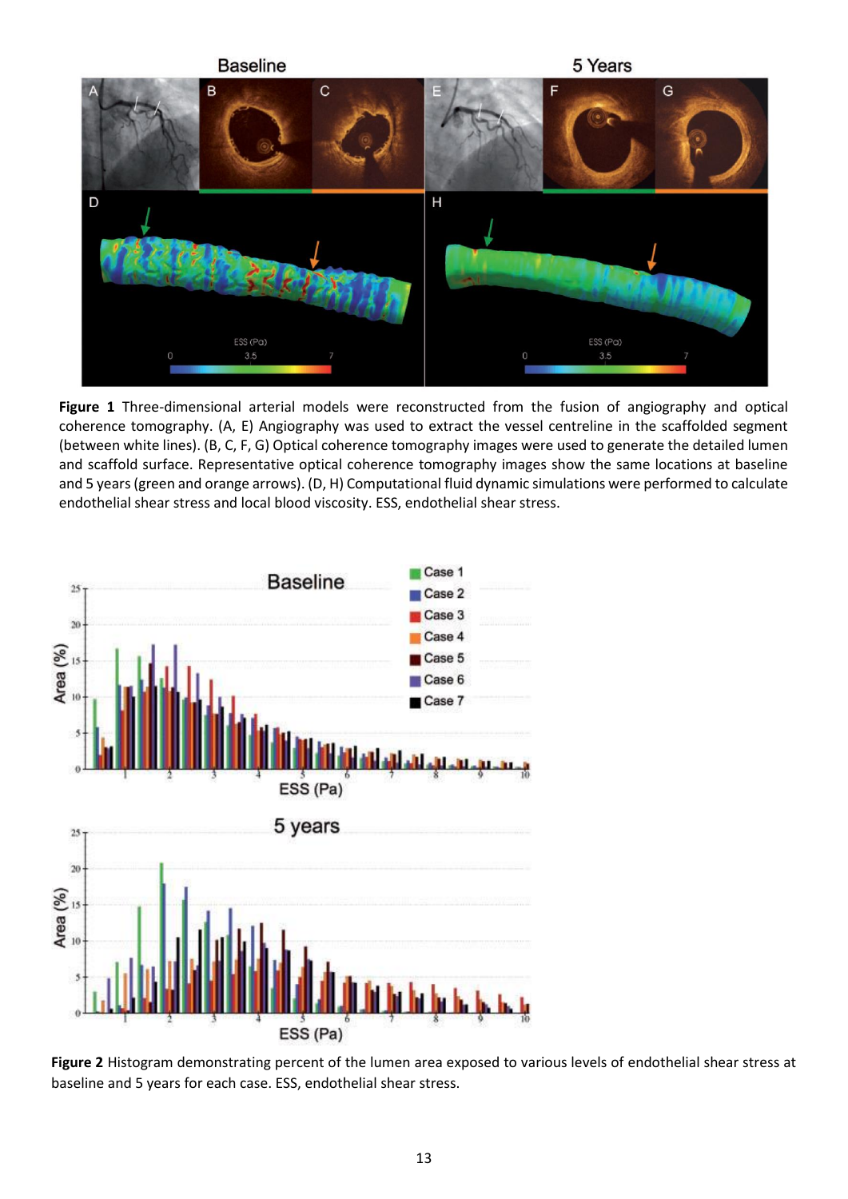**Figure 1** Three-dimensional arterial models were reconstructed from the fusion of angiography and optical coherence tomography. (A, E) Angiography was used to extract the vessel centreline in the scaffolded segment (between white lines). (B, C, F, G) Optical coherence tomography images were used to generate the detailed lumen and scaffold surface. Representative optical coherence tomography images show the same locations at baseline and 5 years (green and orange arrows). (D, H) Computational fluid dynamic simulations were performed to calculate endothelial shear stress and local blood viscosity. ESS, endothelial shear stress.

**Figure 2** Histogram demonstrating percent of the lumen area exposed to various levels of endothelial shear stress at baseline and 5 years for each case. ESS, endothelial shear stress.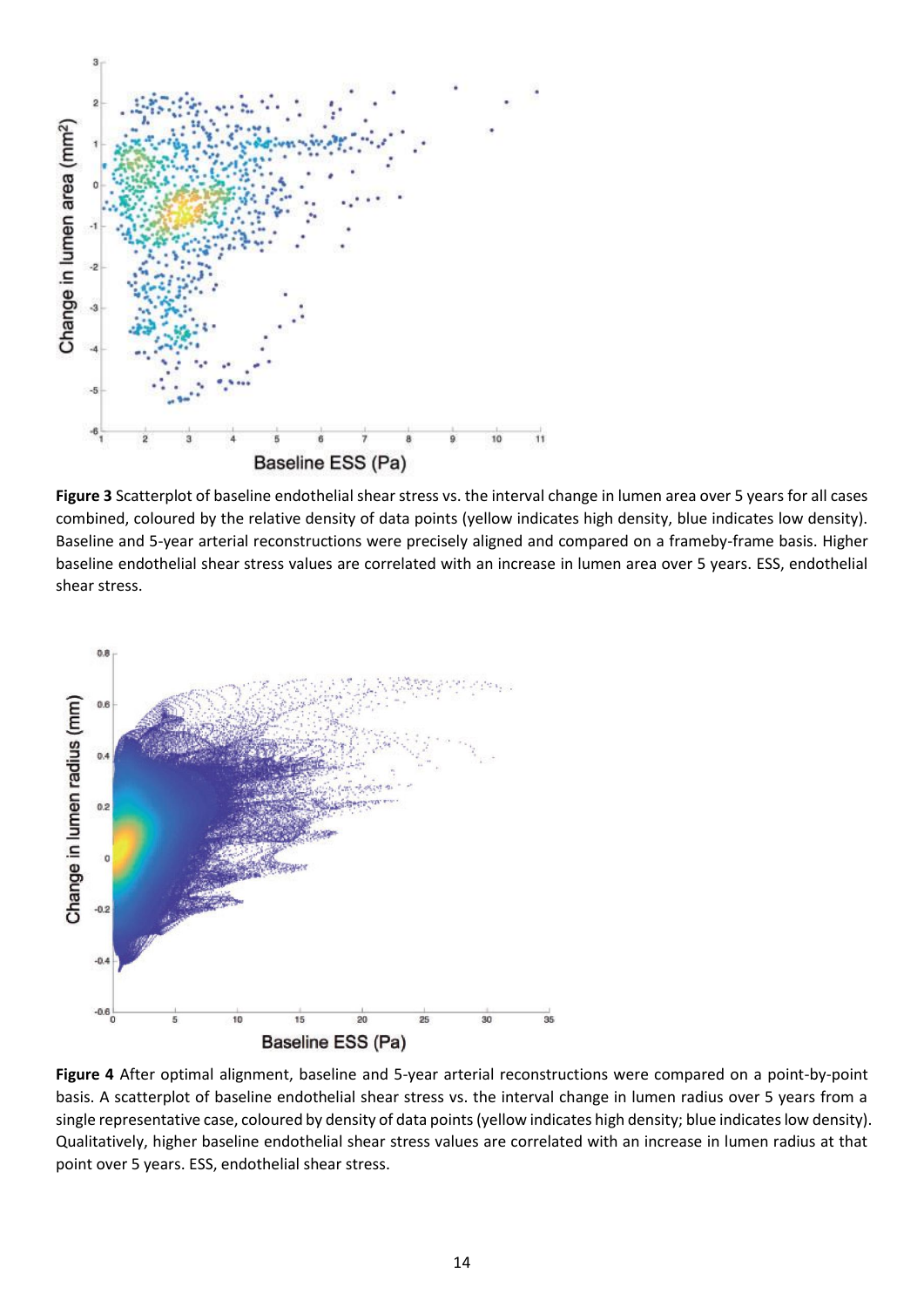**Figure 3** Scatterplot of baseline endothelial shear stress vs. the interval change in lumen area over 5 years for all cases combined, coloured by the relative density of data points (yellow indicates high density, blue indicates low density). Baseline and 5-year arterial reconstructions were precisely aligned and compared on a frameby-frame basis. Higher baseline endothelial shear stress values are correlated with an increase in lumen area over 5 years. ESS, endothelial shear stress.

**Figure 4** After optimal alignment, baseline and 5-year arterial reconstructions were compared on a point-by-point basis. A scatterplot of baseline endothelial shear stress vs. the interval change in lumen radius over 5 years from a single representative case, coloured by density of data points (yellow indicates high density; blue indicates low density). Qualitatively, higher baseline endothelial shear stress values are correlated with an increase in lumen radius at that point over 5 years. ESS, endothelial shear stress.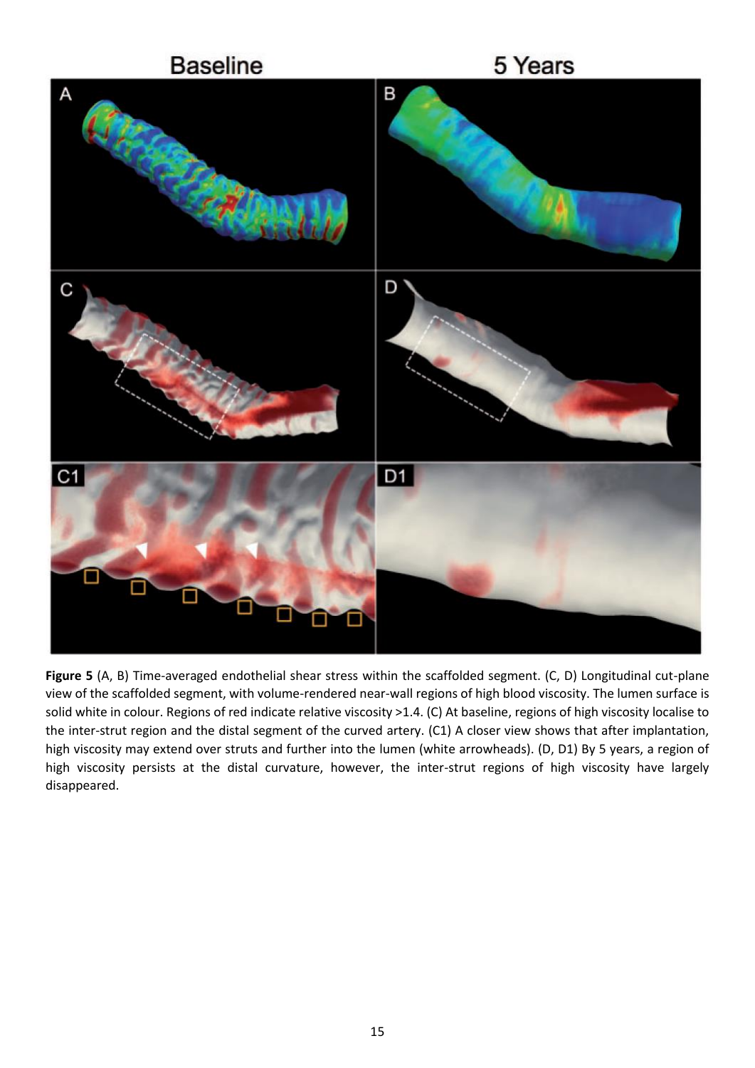**Figure 5** (A, B) Time-averaged endothelial shear stress within the scaffolded segment. (C, D) Longitudinal cut-plane view of the scaffolded segment, with volume-rendered near-wall regions of high blood viscosity. The lumen surface is solid white in colour. Regions of red indicate relative viscosity >1.4. (C) At baseline, regions of high viscosity localise to the inter-strut region and the distal segment of the curved artery. (C1) A closer view shows that after implantation, high viscosity may extend over struts and further into the lumen (white arrowheads). (D, D1) By 5 years, a region of high viscosity persists at the distal curvature, however, the inter-strut regions of high viscosity have largely disappeared.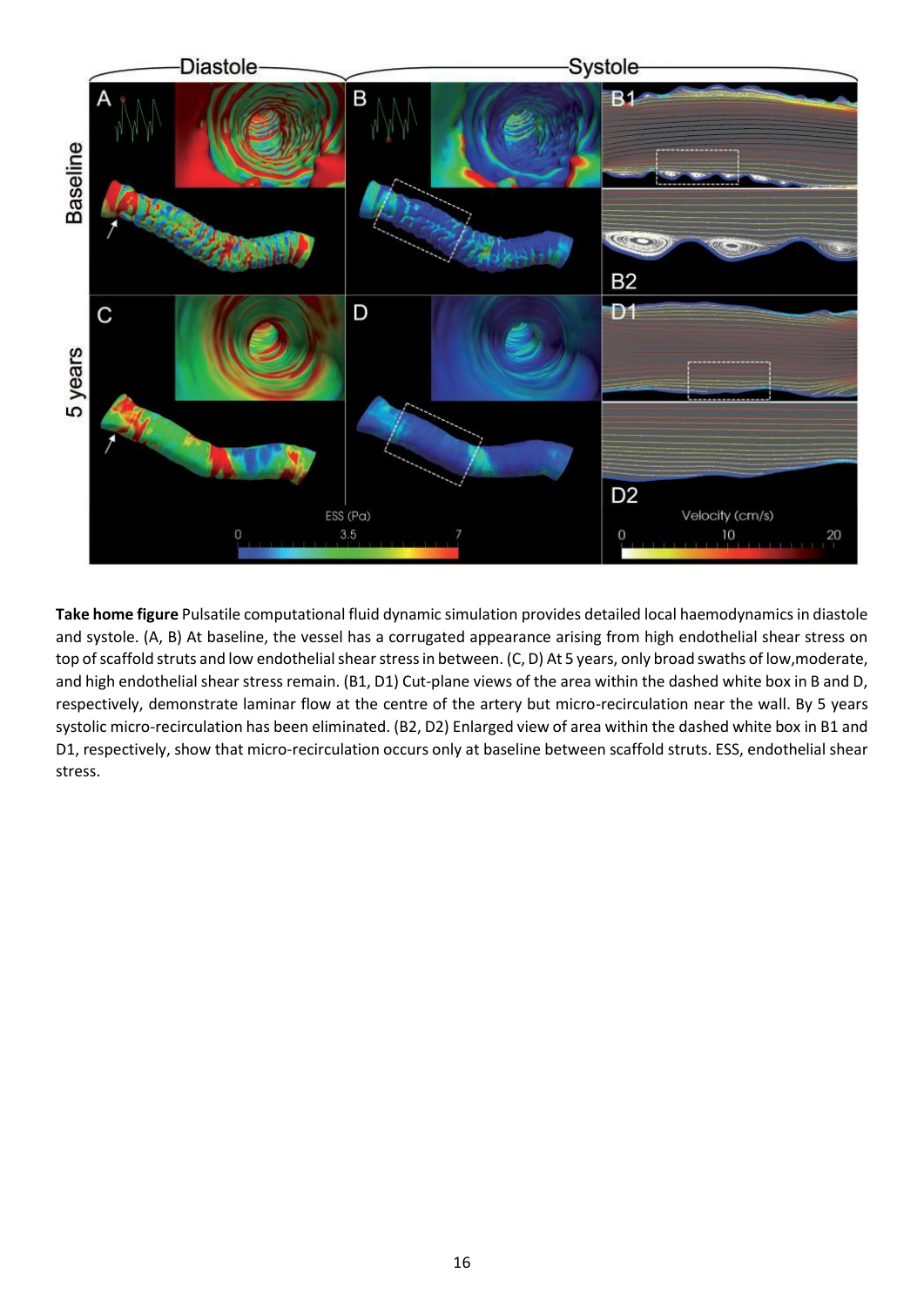**Take home figure** Pulsatile computational fluid dynamic simulation provides detailed local haemodynamics in diastole and systole. (A, B) At baseline, the vessel has a corrugated appearance arising from high endothelial shear stress on top of scaffold struts and low endothelial shear stress in between. (C, D) At 5 years, only broad swaths of low,moderate, and high endothelial shear stress remain. (B1, D1) Cut-plane views of the area within the dashed white box in B and D, respectively, demonstrate laminar flow at the centre of the artery but micro-recirculation near the wall. By 5 years systolic micro-recirculation has been eliminated. (B2, D2) Enlarged view of area within the dashed white box in B1 and D1, respectively, show that micro-recirculation occurs only at baseline between scaffold struts. ESS, endothelial shear stress.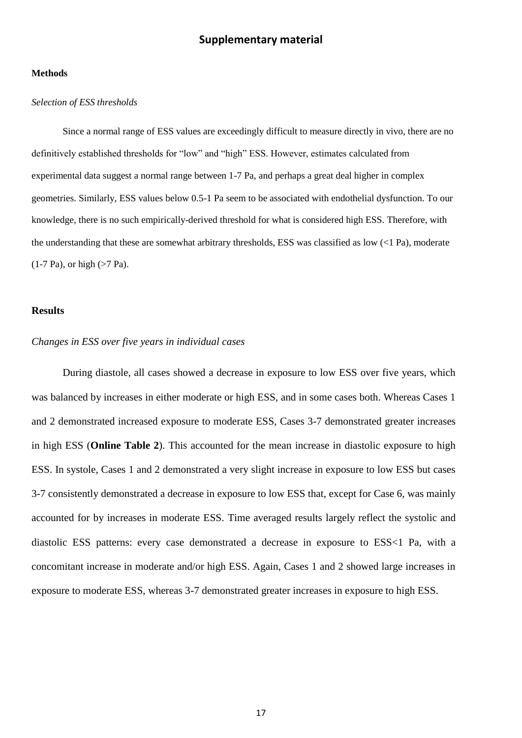## Supplementary material

### Methods

*Selection of ESS thresholds*

Since a normal range of ESS values are exceedingly difficult to measure directly in vivo, there are no definitively established thresholds for "low" and "high" ESS. However, estimates calculated from experimental data suggest a normal range between 1-7 Pa, and perhaps a great deal higher in complex geometries. Similarly, ESS values below 0.5-1 Pa seem to be associated with endothelial dysfunction. To our knowledge, there is no such empirically-derived threshold for what is considered high ESS. Therefore, with the understanding that these are somewhat arbitrary thresholds, ESS was classified as low (<1 Pa), moderate (1-7 Pa), or high (>7 Pa).

### Results

*Changes in ESS over five years in individual cases*

During diastole, all cases showed a decrease in exposure to low ESS over five years, which was balanced by increases in either moderate or high ESS, and in some cases both. Whereas Cases 1 and 2 demonstrated increased exposure to moderate ESS, Cases 3-7 demonstrated greater increases in high ESS (**Online Table 2**). This accounted for the mean increase in diastolic exposure to high ESS. In systole, Cases 1 and 2 demonstrated a very slight increase in exposure to low ESS but cases 3-7 consistently demonstrated a decrease in exposure to low ESS that, except for Case 6, was mainly accounted for by increases in moderate ESS. Time averaged results largely reflect the systolic and diastolic ESS patterns: every case demonstrated a decrease in exposure to ESS<1 Pa, with a concomitant increase in moderate and/or high ESS. Again, Cases 1 and 2 showed large increases in exposure to moderate ESS, whereas 3-7 demonstrated greater increases in exposure to high ESS.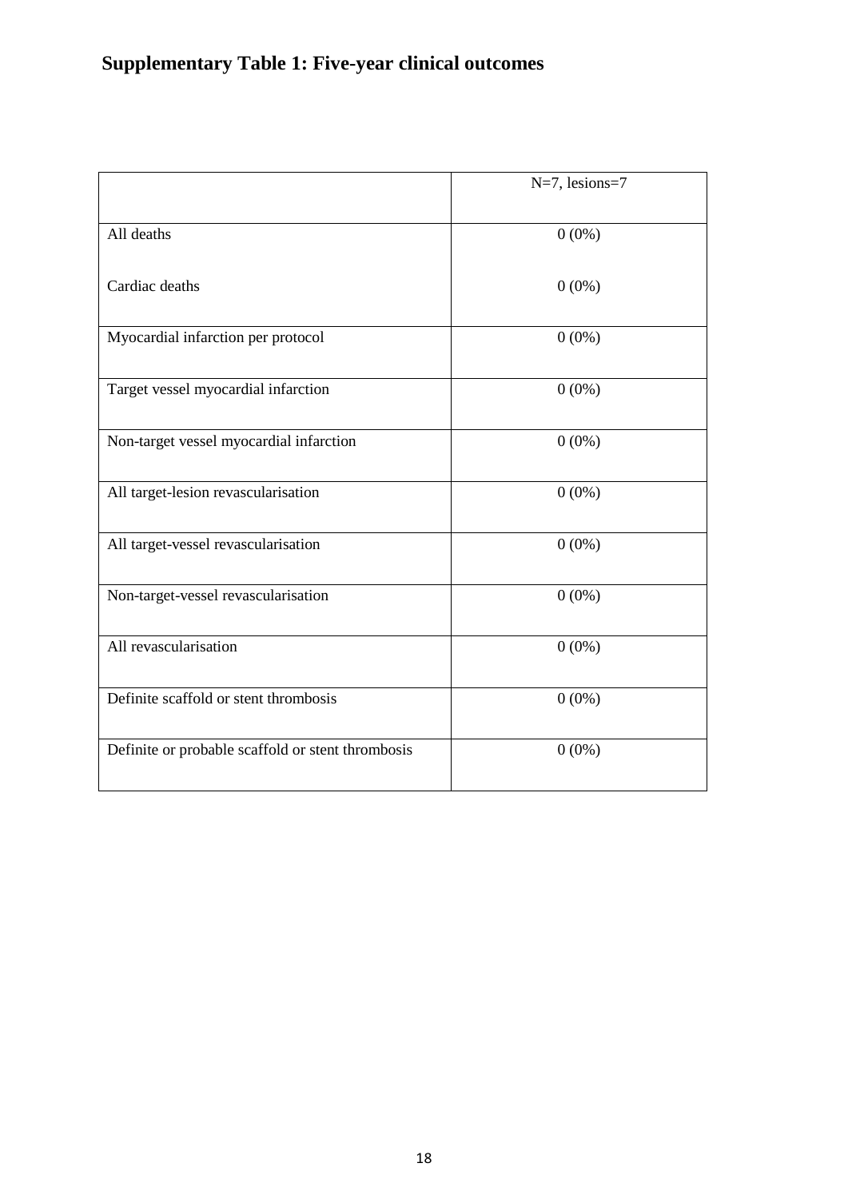## Supplementary Table 1: Five-year clinical outcomes

| | N=7, lesions=7 |
|---|---|
| All deaths | 0 (0%) |
| Cardiac deaths | 0 (0%) |
| Myocardial infarction per protocol | 0 (0%) |
| Target vessel myocardial infarction | 0 (0%) |
| Non-target vessel myocardial infarction | 0 (0%) |
| All target-lesion revascularisation | 0 (0%) |
| All target-vessel revascularisation | 0 (0%) |
| Non-target-vessel revascularisation | 0 (0%) |
| All revascularisation | 0 (0%) |
| Definite scaffold or stent thrombosis | 0 (0%) |
| Definite or probable scaffold or stent thrombosis | 0 (0%) |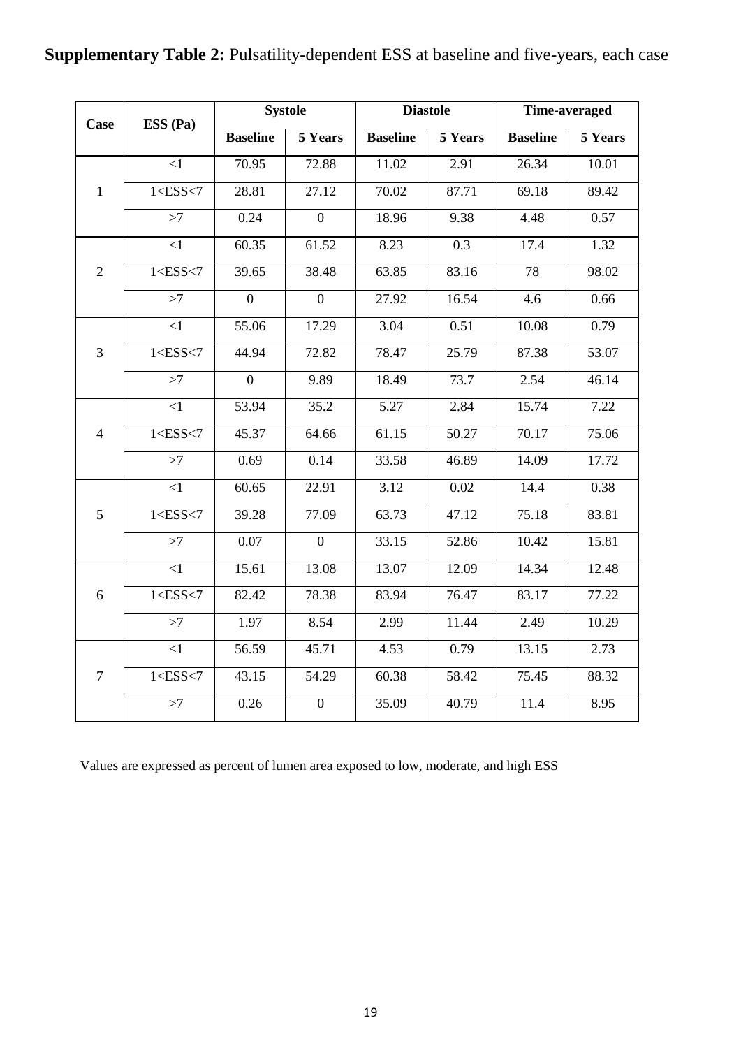**Supplementary Table 2:** Pulsatility-dependent ESS at baseline and five-years, each case

| Case | ESS (Pa) | Systole | | Diastole | | Time-averaged | |
|---|---|---|---|---|---|---|---|
| | | Baseline | 5 Years | Baseline | 5 Years | Baseline | 5 Years |
| 1 | <1 | 70.95 | 72.88 | 11.02 | 2.91 | 26.34 | 10.01 |
| | 1<ESS<7 | 28.81 | 27.12 | 70.02 | 87.71 | 69.18 | 89.42 |
| | >7 | 0.24 | 0 | 18.96 | 9.38 | 4.48 | 0.57 |
| 2 | <1 | 60.35 | 61.52 | 8.23 | 0.3 | 17.4 | 1.32 |
| | 1<ESS<7 | 39.65 | 38.48 | 63.85 | 83.16 | 78 | 98.02 |
| | >7 | 0 | 0 | 27.92 | 16.54 | 4.6 | 0.66 |
| 3 | <1 | 55.06 | 17.29 | 3.04 | 0.51 | 10.08 | 0.79 |
| | 1<ESS<7 | 44.94 | 72.82 | 78.47 | 25.79 | 87.38 | 53.07 |
| | >7 | 0 | 9.89 | 18.49 | 73.7 | 2.54 | 46.14 |
| 4 | <1 | 53.94 | 35.2 | 5.27 | 2.84 | 15.74 | 7.22 |
| | 1<ESS<7 | 45.37 | 64.66 | 61.15 | 50.27 | 70.17 | 75.06 |
| | >7 | 0.69 | 0.14 | 33.58 | 46.89 | 14.09 | 17.72 |
| 5 | <1 | 60.65 | 22.91 | 3.12 | 0.02 | 14.4 | 0.38 |
| | 1<ESS<7 | 39.28 | 77.09 | 63.73 | 47.12 | 75.18 | 83.81 |
| | >7 | 0.07 | 0 | 33.15 | 52.86 | 10.42 | 15.81 |
| 6 | <1 | 15.61 | 13.08 | 13.07 | 12.09 | 14.34 | 12.48 |
| | 1<ESS<7 | 82.42 | 78.38 | 83.94 | 76.47 | 83.17 | 77.22 |
| | >7 | 1.97 | 8.54 | 2.99 | 11.44 | 2.49 | 10.29 |
| 7 | <1 | 56.59 | 45.71 | 4.53 | 0.79 | 13.15 | 2.73 |
| | 1<ESS<7 | 43.15 | 54.29 | 60.38 | 58.42 | 75.45 | 88.32 |
| | >7 | 0.26 | 0 | 35.09 | 40.79 | 11.4 | 8.95 |

Values are expressed as percent of lumen area exposed to low, moderate, and high ESS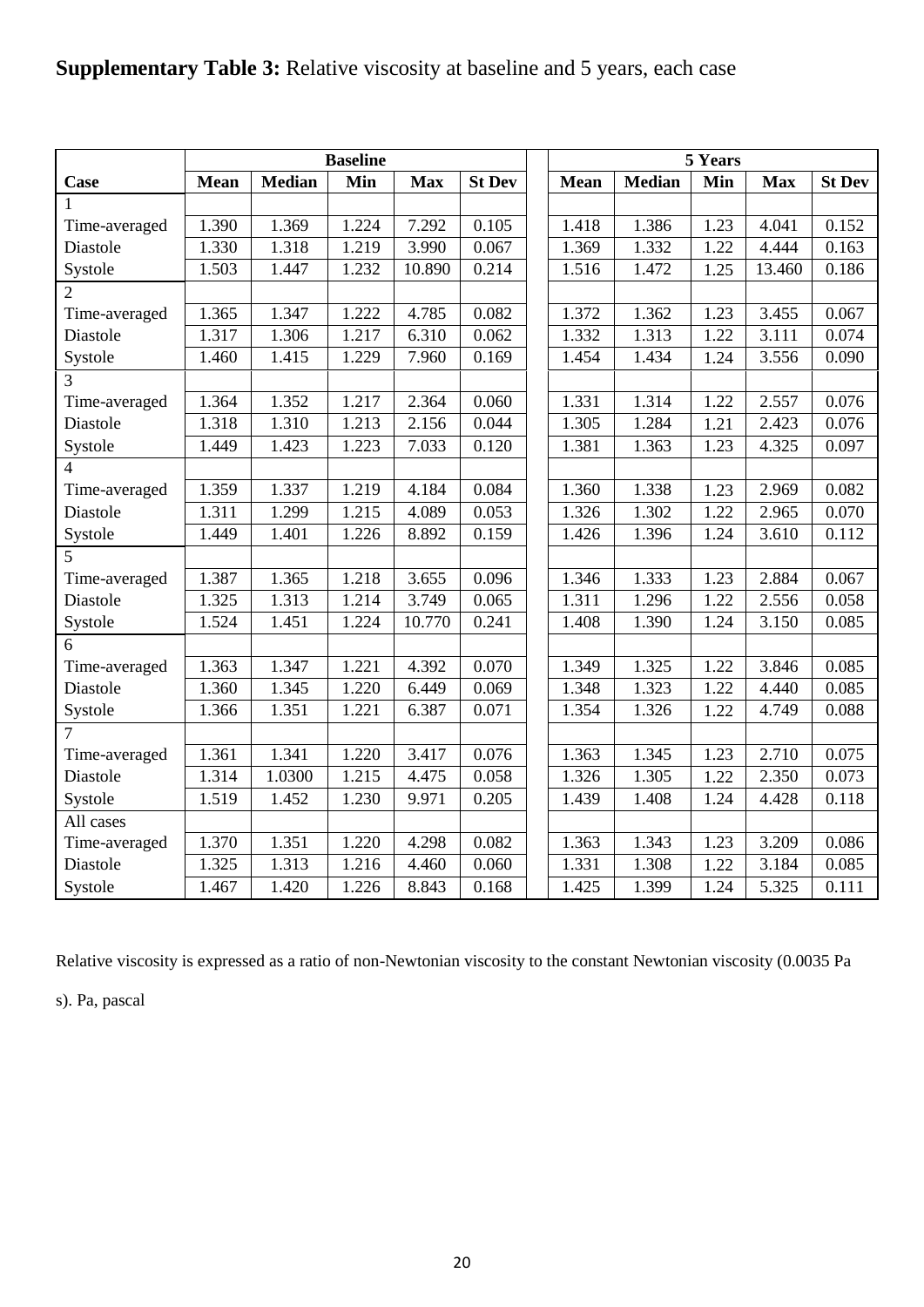**Supplementary Table 3:** Relative viscosity at baseline and 5 years, each case

| | Baseline | | | | | 5 Years | | | | |
|---|---|---|---|---|---|---|---|---|---|---|
| Case | Mean | Median | Min | Max | St Dev | Mean | Median | Min | Max | St Dev |
| 1 | | | | | | | | | | |
| Time-averaged | 1.390 | 1.369 | 1.224 | 7.292 | 0.105 | 1.418 | 1.386 | 1.23 | 4.041 | 0.152 |
| Diastole | 1.330 | 1.318 | 1.219 | 3.990 | 0.067 | 1.369 | 1.332 | 1.22 | 4.444 | 0.163 |
| Systole | 1.503 | 1.447 | 1.232 | 10.890 | 0.214 | 1.516 | 1.472 | 1.25 | 13.460 | 0.186 |
| 2 | | | | | | | | | | |
| Time-averaged | 1.365 | 1.347 | 1.222 | 4.785 | 0.082 | 1.372 | 1.362 | 1.23 | 3.455 | 0.067 |
| Diastole | 1.317 | 1.306 | 1.217 | 6.310 | 0.062 | 1.332 | 1.313 | 1.22 | 3.111 | 0.074 |
| Systole | 1.460 | 1.415 | 1.229 | 7.960 | 0.169 | 1.454 | 1.434 | 1.24 | 3.556 | 0.090 |
| 3 | | | | | | | | | | |
| Time-averaged | 1.364 | 1.352 | 1.217 | 2.364 | 0.060 | 1.331 | 1.314 | 1.22 | 2.557 | 0.076 |
| Diastole | 1.318 | 1.310 | 1.213 | 2.156 | 0.044 | 1.305 | 1.284 | 1.21 | 2.423 | 0.076 |
| Systole | 1.449 | 1.423 | 1.223 | 7.033 | 0.120 | 1.381 | 1.363 | 1.23 | 4.325 | 0.097 |
| 4 | | | | | | | | | | |
| Time-averaged | 1.359 | 1.337 | 1.219 | 4.184 | 0.084 | 1.360 | 1.338 | 1.23 | 2.969 | 0.082 |
| Diastole | 1.311 | 1.299 | 1.215 | 4.089 | 0.053 | 1.326 | 1.302 | 1.22 | 2.965 | 0.070 |
| Systole | 1.449 | 1.401 | 1.226 | 8.892 | 0.159 | 1.426 | 1.396 | 1.24 | 3.610 | 0.112 |
| 5 | | | | | | | | | | |
| Time-averaged | 1.387 | 1.365 | 1.218 | 3.655 | 0.096 | 1.346 | 1.333 | 1.23 | 2.884 | 0.067 |
| Diastole | 1.325 | 1.313 | 1.214 | 3.749 | 0.065 | 1.311 | 1.296 | 1.22 | 2.556 | 0.058 |
| Systole | 1.524 | 1.451 | 1.224 | 10.770 | 0.241 | 1.408 | 1.390 | 1.24 | 3.150 | 0.085 |
| 6 | | | | | | | | | | |
| Time-averaged | 1.363 | 1.347 | 1.221 | 4.392 | 0.070 | 1.349 | 1.325 | 1.22 | 3.846 | 0.085 |
| Diastole | 1.360 | 1.345 | 1.220 | 6.449 | 0.069 | 1.348 | 1.323 | 1.22 | 4.440 | 0.085 |
| Systole | 1.366 | 1.351 | 1.221 | 6.387 | 0.071 | 1.354 | 1.326 | 1.22 | 4.749 | 0.088 |
| 7 | | | | | | | | | | |
| Time-averaged | 1.361 | 1.341 | 1.220 | 3.417 | 0.076 | 1.363 | 1.345 | 1.23 | 2.710 | 0.075 |
| Diastole | 1.314 | 1.0300 | 1.215 | 4.475 | 0.058 | 1.326 | 1.305 | 1.22 | 2.350 | 0.073 |
| Systole | 1.519 | 1.452 | 1.230 | 9.971 | 0.205 | 1.439 | 1.408 | 1.24 | 4.428 | 0.118 |
| All cases | | | | | | | | | | |
| Time-averaged | 1.370 | 1.351 | 1.220 | 4.298 | 0.082 | 1.363 | 1.343 | 1.23 | 3.209 | 0.086 |
| Diastole | 1.325 | 1.313 | 1.216 | 4.460 | 0.060 | 1.331 | 1.308 | 1.22 | 3.184 | 0.085 |
| Systole | 1.467 | 1.420 | 1.226 | 8.843 | 0.168 | 1.425 | 1.399 | 1.24 | 5.325 | 0.111 |

Relative viscosity is expressed as a ratio of non-Newtonian viscosity to the constant Newtonian viscosity (0.0035 Pa s). Pa, pascal